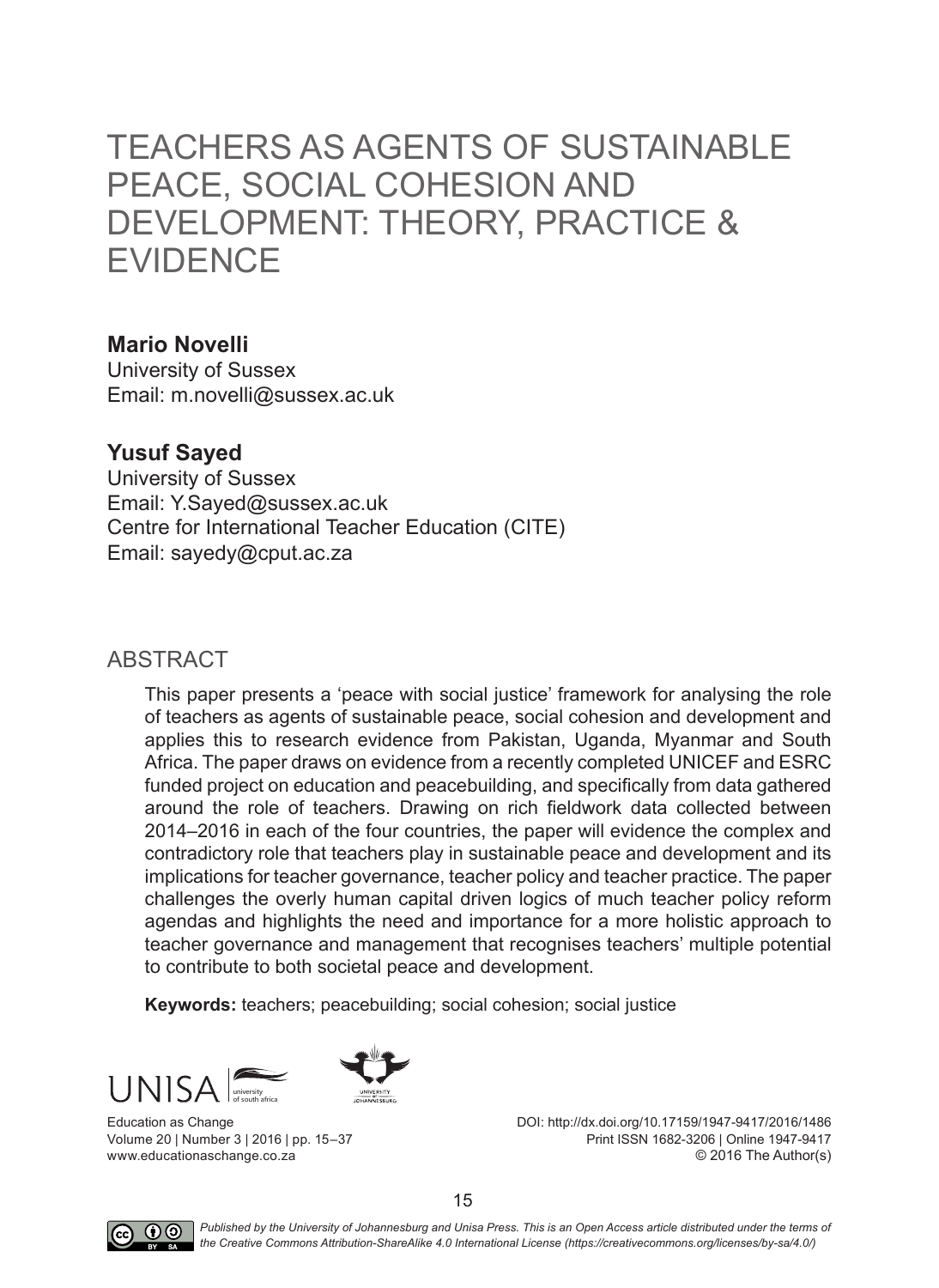# TEACHERS AS AGENTS OF SUSTAINABLE PEACE, SOCIAL COHESION AND DEVELOPMENT: THEORY, PRACTICE & EVIDENCE

**Mario Novelli**
University of Sussex
Email: m.novelli@sussex.ac.uk

**Yusuf Sayed**
University of Sussex
Email: Y.Sayed@sussex.ac.uk
Centre for International Teacher Education (CITE)
Email: sayedy@cput.ac.za

## ABSTRACT

This paper presents a 'peace with social justice' framework for analysing the role of teachers as agents of sustainable peace, social cohesion and development and applies this to research evidence from Pakistan, Uganda, Myanmar and South Africa. The paper draws on evidence from a recently completed UNICEF and ESRC funded project on education and peacebuilding, and specifically from data gathered around the role of teachers. Drawing on rich fieldwork data collected between 2014–2016 in each of the four countries, the paper will evidence the complex and contradictory role that teachers play in sustainable peace and development and its implications for teacher governance, teacher policy and teacher practice. The paper challenges the overly human capital driven logics of much teacher policy reform agendas and highlights the need and importance for a more holistic approach to teacher governance and management that recognises teachers' multiple potential to contribute to both societal peace and development.

**Keywords:** teachers; peacebuilding; social cohesion; social justice

Education as Change
Volume 20 | Number 3 | 2016 | pp. 15–37
www.educationaschange.co.za

DOI: http://dx.doi.org/10.17159/1947-9417/2016/1486
Print ISSN 1682-3206 | Online 1947-9417
© 2016 The Author(s)

*Published by the University of Johannesburg and Unisa Press. This is an Open Access article distributed under the terms of the Creative Commons Attribution-ShareAlike 4.0 International License (https://creativecommons.org/licenses/by-sa/4.0/)*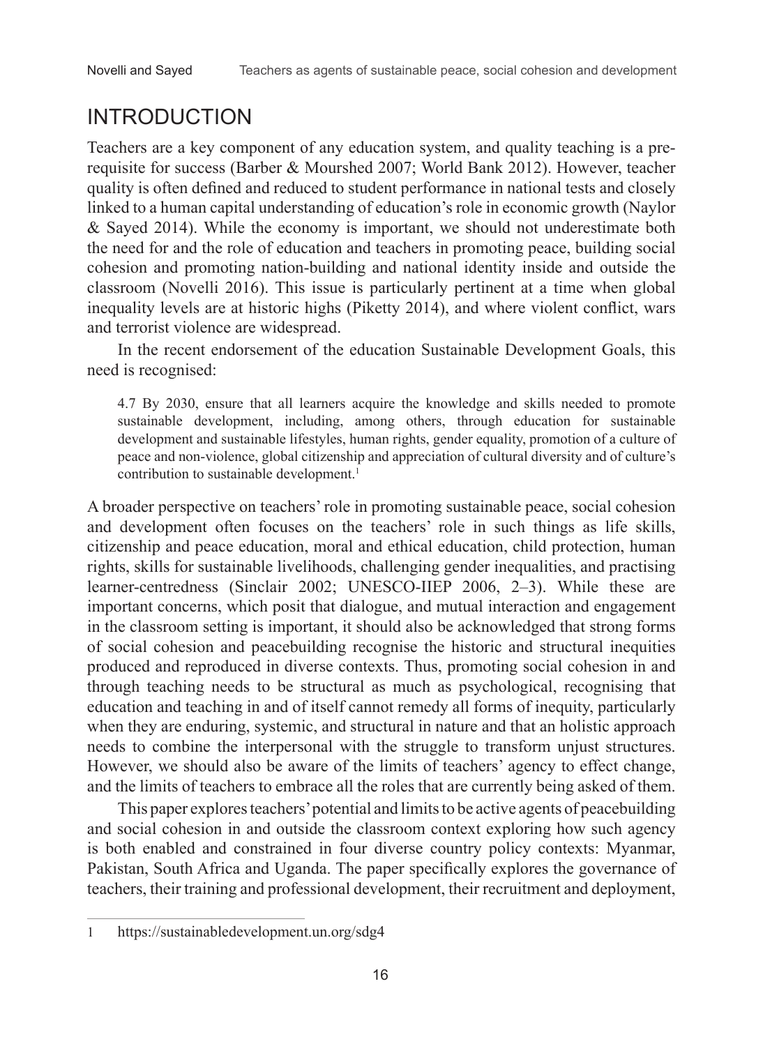# INTRODUCTION

Teachers are a key component of any education system, and quality teaching is a prerequisite for success (Barber & Mourshed 2007; World Bank 2012). However, teacher quality is often defined and reduced to student performance in national tests and closely linked to a human capital understanding of education's role in economic growth (Naylor & Sayed 2014). While the economy is important, we should not underestimate both the need for and the role of education and teachers in promoting peace, building social cohesion and promoting nation-building and national identity inside and outside the classroom (Novelli 2016). This issue is particularly pertinent at a time when global inequality levels are at historic highs (Piketty 2014), and where violent conflict, wars and terrorist violence are widespread.

In the recent endorsement of the education Sustainable Development Goals, this need is recognised:

> 4.7 By 2030, ensure that all learners acquire the knowledge and skills needed to promote sustainable development, including, among others, through education for sustainable development and sustainable lifestyles, human rights, gender equality, promotion of a culture of peace and non-violence, global citizenship and appreciation of cultural diversity and of culture's contribution to sustainable development.[1]

A broader perspective on teachers' role in promoting sustainable peace, social cohesion and development often focuses on the teachers' role in such things as life skills, citizenship and peace education, moral and ethical education, child protection, human rights, skills for sustainable livelihoods, challenging gender inequalities, and practising learner-centredness (Sinclair 2002; UNESCO-IIEP 2006, 2–3). While these are important concerns, which posit that dialogue, and mutual interaction and engagement in the classroom setting is important, it should also be acknowledged that strong forms of social cohesion and peacebuilding recognise the historic and structural inequities produced and reproduced in diverse contexts. Thus, promoting social cohesion in and through teaching needs to be structural as much as psychological, recognising that education and teaching in and of itself cannot remedy all forms of inequity, particularly when they are enduring, systemic, and structural in nature and that an holistic approach needs to combine the interpersonal with the struggle to transform unjust structures. However, we should also be aware of the limits of teachers' agency to effect change, and the limits of teachers to embrace all the roles that are currently being asked of them.

This paper explores teachers' potential and limits to be active agents of peacebuilding and social cohesion in and outside the classroom context exploring how such agency is both enabled and constrained in four diverse country policy contexts: Myanmar, Pakistan, South Africa and Uganda. The paper specifically explores the governance of teachers, their training and professional development, their recruitment and deployment,

---

1 https://sustainabledevelopment.un.org/sdg4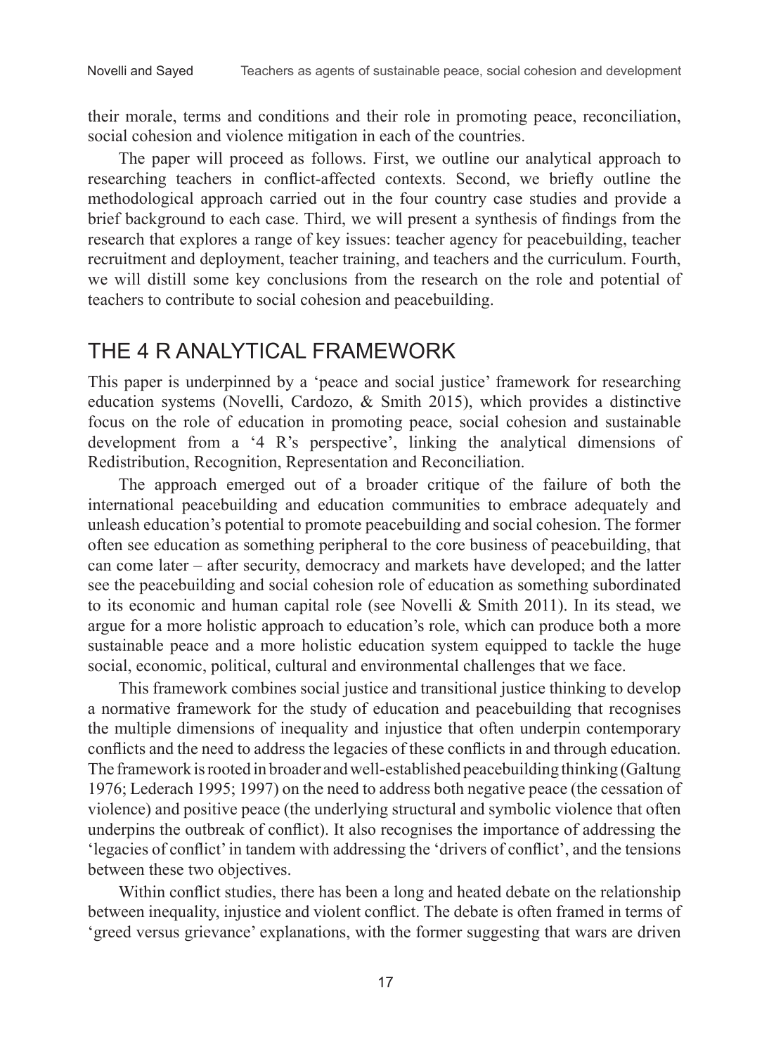their morale, terms and conditions and their role in promoting peace, reconciliation, social cohesion and violence mitigation in each of the countries.

The paper will proceed as follows. First, we outline our analytical approach to researching teachers in conflict-affected contexts. Second, we briefly outline the methodological approach carried out in the four country case studies and provide a brief background to each case. Third, we will present a synthesis of findings from the research that explores a range of key issues: teacher agency for peacebuilding, teacher recruitment and deployment, teacher training, and teachers and the curriculum. Fourth, we will distill some key conclusions from the research on the role and potential of teachers to contribute to social cohesion and peacebuilding.

## THE 4 R ANALYTICAL FRAMEWORK

This paper is underpinned by a 'peace and social justice' framework for researching education systems (Novelli, Cardozo, & Smith 2015), which provides a distinctive focus on the role of education in promoting peace, social cohesion and sustainable development from a '4 R's perspective', linking the analytical dimensions of Redistribution, Recognition, Representation and Reconciliation.

The approach emerged out of a broader critique of the failure of both the international peacebuilding and education communities to embrace adequately and unleash education's potential to promote peacebuilding and social cohesion. The former often see education as something peripheral to the core business of peacebuilding, that can come later – after security, democracy and markets have developed; and the latter see the peacebuilding and social cohesion role of education as something subordinated to its economic and human capital role (see Novelli & Smith 2011). In its stead, we argue for a more holistic approach to education's role, which can produce both a more sustainable peace and a more holistic education system equipped to tackle the huge social, economic, political, cultural and environmental challenges that we face.

This framework combines social justice and transitional justice thinking to develop a normative framework for the study of education and peacebuilding that recognises the multiple dimensions of inequality and injustice that often underpin contemporary conflicts and the need to address the legacies of these conflicts in and through education. The framework is rooted in broader and well-established peacebuilding thinking (Galtung 1976; Lederach 1995; 1997) on the need to address both negative peace (the cessation of violence) and positive peace (the underlying structural and symbolic violence that often underpins the outbreak of conflict). It also recognises the importance of addressing the 'legacies of conflict' in tandem with addressing the 'drivers of conflict', and the tensions between these two objectives.

Within conflict studies, there has been a long and heated debate on the relationship between inequality, injustice and violent conflict. The debate is often framed in terms of 'greed versus grievance' explanations, with the former suggesting that wars are driven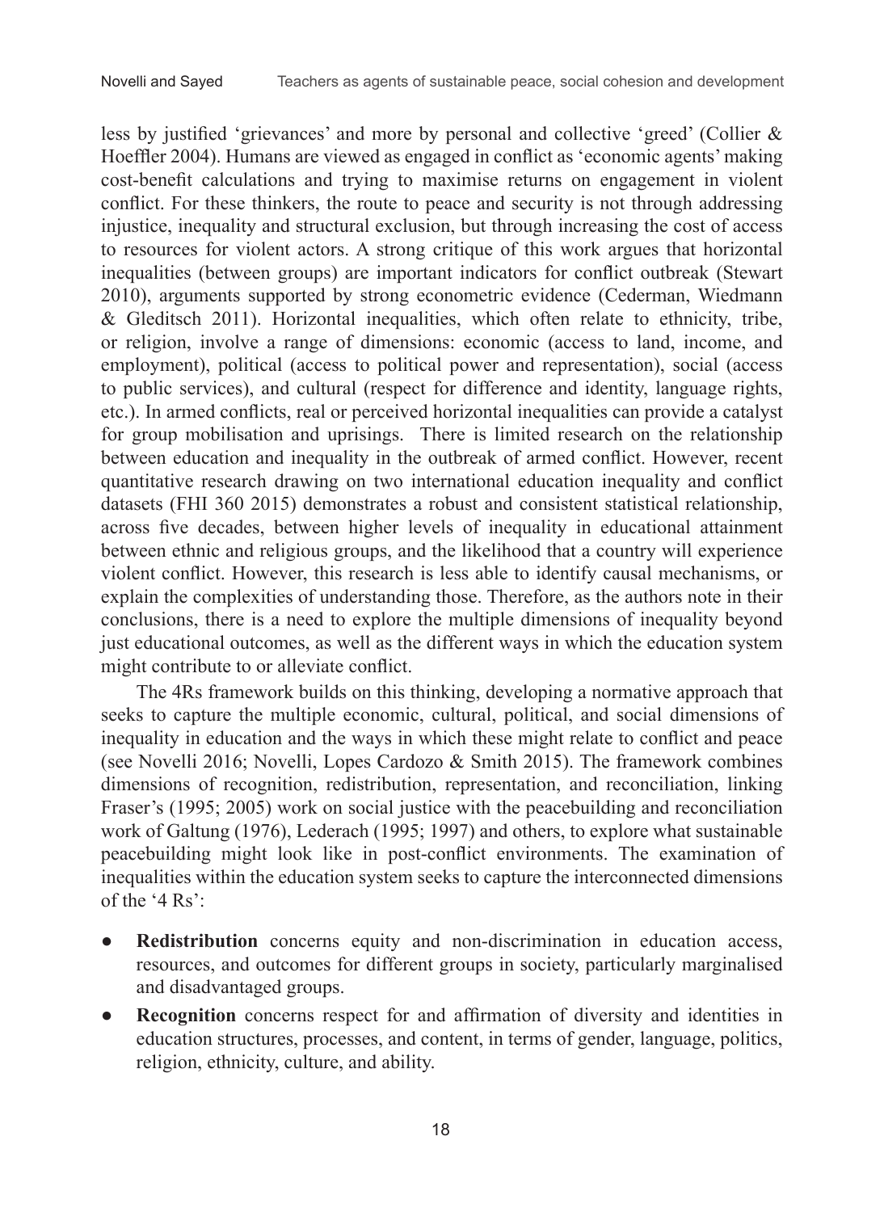less by justified 'grievances' and more by personal and collective 'greed' (Collier & Hoeffler 2004). Humans are viewed as engaged in conflict as 'economic agents' making cost-benefit calculations and trying to maximise returns on engagement in violent conflict. For these thinkers, the route to peace and security is not through addressing injustice, inequality and structural exclusion, but through increasing the cost of access to resources for violent actors. A strong critique of this work argues that horizontal inequalities (between groups) are important indicators for conflict outbreak (Stewart 2010), arguments supported by strong econometric evidence (Cederman, Wiedmann & Gleditsch 2011). Horizontal inequalities, which often relate to ethnicity, tribe, or religion, involve a range of dimensions: economic (access to land, income, and employment), political (access to political power and representation), social (access to public services), and cultural (respect for difference and identity, language rights, etc.). In armed conflicts, real or perceived horizontal inequalities can provide a catalyst for group mobilisation and uprisings. There is limited research on the relationship between education and inequality in the outbreak of armed conflict. However, recent quantitative research drawing on two international education inequality and conflict datasets (FHI 360 2015) demonstrates a robust and consistent statistical relationship, across five decades, between higher levels of inequality in educational attainment between ethnic and religious groups, and the likelihood that a country will experience violent conflict. However, this research is less able to identify causal mechanisms, or explain the complexities of understanding those. Therefore, as the authors note in their conclusions, there is a need to explore the multiple dimensions of inequality beyond just educational outcomes, as well as the different ways in which the education system might contribute to or alleviate conflict.

The 4Rs framework builds on this thinking, developing a normative approach that seeks to capture the multiple economic, cultural, political, and social dimensions of inequality in education and the ways in which these might relate to conflict and peace (see Novelli 2016; Novelli, Lopes Cardozo & Smith 2015). The framework combines dimensions of recognition, redistribution, representation, and reconciliation, linking Fraser's (1995; 2005) work on social justice with the peacebuilding and reconciliation work of Galtung (1976), Lederach (1995; 1997) and others, to explore what sustainable peacebuilding might look like in post-conflict environments. The examination of inequalities within the education system seeks to capture the interconnected dimensions of the '4 Rs':

- **Redistribution** concerns equity and non-discrimination in education access, resources, and outcomes for different groups in society, particularly marginalised and disadvantaged groups.
- **Recognition** concerns respect for and affirmation of diversity and identities in education structures, processes, and content, in terms of gender, language, politics, religion, ethnicity, culture, and ability.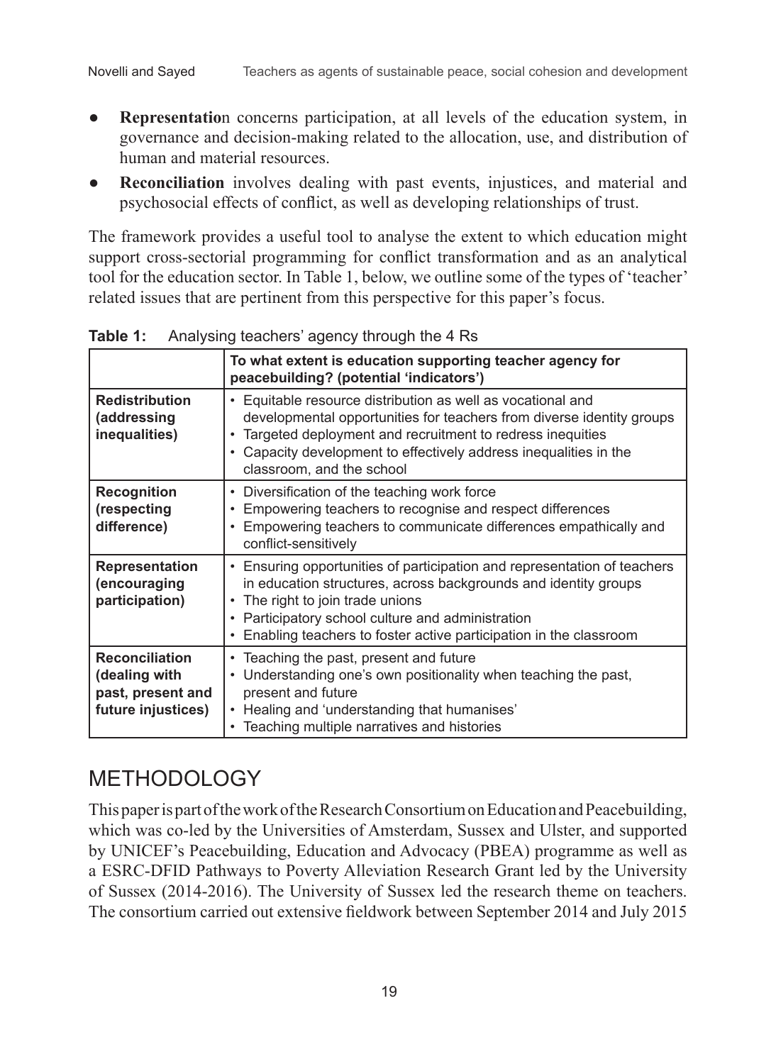- **Representation** concerns participation, at all levels of the education system, in governance and decision-making related to the allocation, use, and distribution of human and material resources.
- **Reconciliation** involves dealing with past events, injustices, and material and psychosocial effects of conflict, as well as developing relationships of trust.

The framework provides a useful tool to analyse the extent to which education might support cross-sectorial programming for conflict transformation and as an analytical tool for the education sector. In Table 1, below, we outline some of the types of 'teacher' related issues that are pertinent from this perspective for this paper's focus.

**Table 1:** Analysing teachers' agency through the 4 Rs

| | **To what extent is education supporting teacher agency for peacebuilding? (potential 'indicators')** |
|---|---|
| **Redistribution (addressing inequalities)** | • Equitable resource distribution as well as vocational and developmental opportunities for teachers from diverse identity groups<br>• Targeted deployment and recruitment to redress inequities<br>• Capacity development to effectively address inequalities in the classroom, and the school |
| **Recognition (respecting difference)** | • Diversification of the teaching work force<br>• Empowering teachers to recognise and respect differences<br>• Empowering teachers to communicate differences empathically and conflict-sensitively |
| **Representation (encouraging participation)** | • Ensuring opportunities of participation and representation of teachers in education structures, across backgrounds and identity groups<br>• The right to join trade unions<br>• Participatory school culture and administration<br>• Enabling teachers to foster active participation in the classroom |
| **Reconciliation (dealing with past, present and future injustices)** | • Teaching the past, present and future<br>• Understanding one's own positionality when teaching the past, present and future<br>• Healing and 'understanding that humanises'<br>• Teaching multiple narratives and histories |

## METHODOLOGY

This paper is part of the work of the Research Consortium on Education and Peacebuilding, which was co-led by the Universities of Amsterdam, Sussex and Ulster, and supported by UNICEF's Peacebuilding, Education and Advocacy (PBEA) programme as well as a ESRC-DFID Pathways to Poverty Alleviation Research Grant led by the University of Sussex (2014-2016). The University of Sussex led the research theme on teachers. The consortium carried out extensive fieldwork between September 2014 and July 2015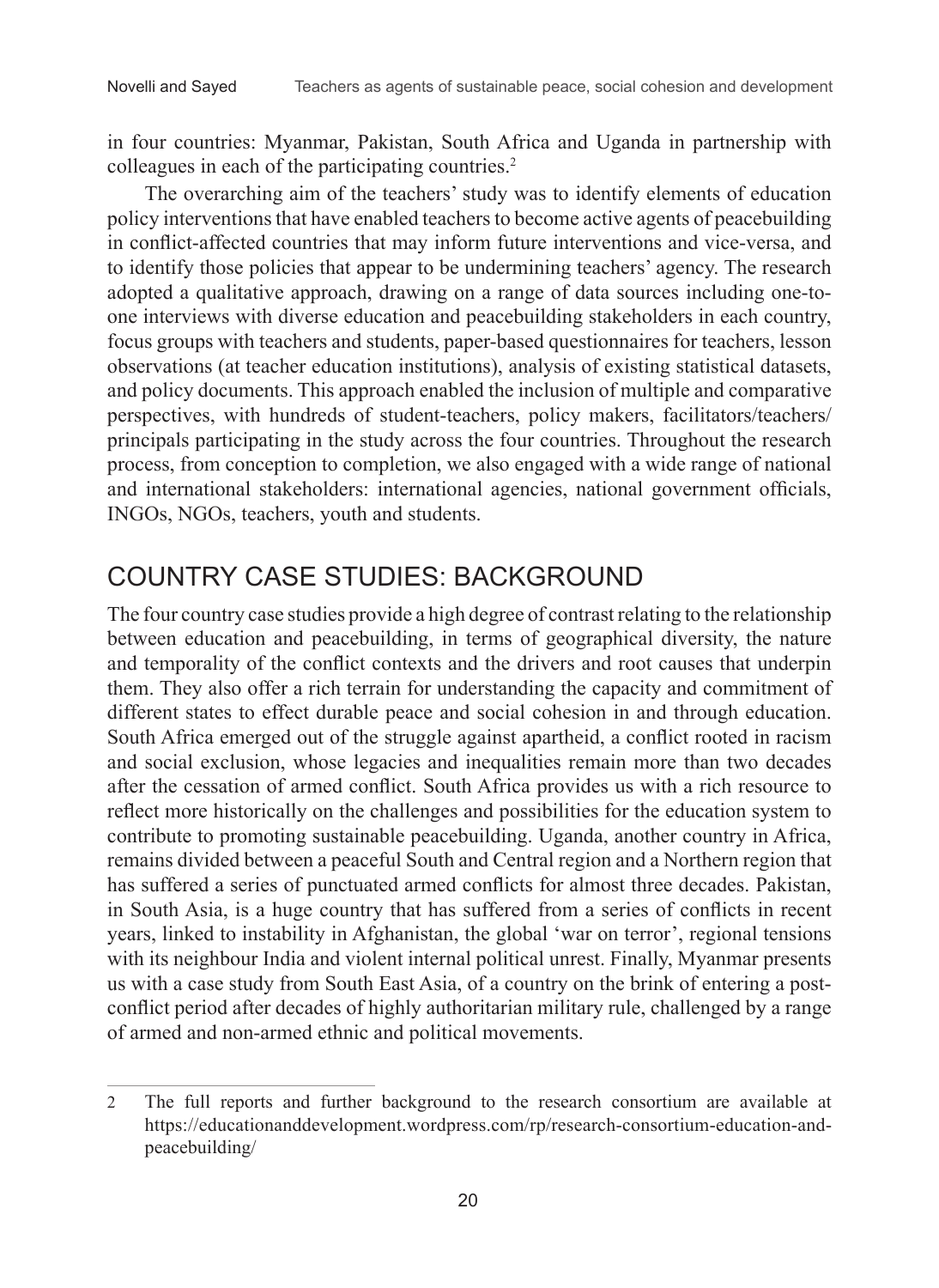in four countries: Myanmar, Pakistan, South Africa and Uganda in partnership with colleagues in each of the participating countries.[2]

The overarching aim of the teachers' study was to identify elements of education policy interventions that have enabled teachers to become active agents of peacebuilding in conflict-affected countries that may inform future interventions and vice-versa, and to identify those policies that appear to be undermining teachers' agency. The research adopted a qualitative approach, drawing on a range of data sources including one-to-one interviews with diverse education and peacebuilding stakeholders in each country, focus groups with teachers and students, paper-based questionnaires for teachers, lesson observations (at teacher education institutions), analysis of existing statistical datasets, and policy documents. This approach enabled the inclusion of multiple and comparative perspectives, with hundreds of student-teachers, policy makers, facilitators/teachers/principals participating in the study across the four countries. Throughout the research process, from conception to completion, we also engaged with a wide range of national and international stakeholders: international agencies, national government officials, INGOs, NGOs, teachers, youth and students.

## COUNTRY CASE STUDIES: BACKGROUND

The four country case studies provide a high degree of contrast relating to the relationship between education and peacebuilding, in terms of geographical diversity, the nature and temporality of the conflict contexts and the drivers and root causes that underpin them. They also offer a rich terrain for understanding the capacity and commitment of different states to effect durable peace and social cohesion in and through education. South Africa emerged out of the struggle against apartheid, a conflict rooted in racism and social exclusion, whose legacies and inequalities remain more than two decades after the cessation of armed conflict. South Africa provides us with a rich resource to reflect more historically on the challenges and possibilities for the education system to contribute to promoting sustainable peacebuilding. Uganda, another country in Africa, remains divided between a peaceful South and Central region and a Northern region that has suffered a series of punctuated armed conflicts for almost three decades. Pakistan, in South Asia, is a huge country that has suffered from a series of conflicts in recent years, linked to instability in Afghanistan, the global 'war on terror', regional tensions with its neighbour India and violent internal political unrest. Finally, Myanmar presents us with a case study from South East Asia, of a country on the brink of entering a post-conflict period after decades of highly authoritarian military rule, challenged by a range of armed and non-armed ethnic and political movements.

---

2 The full reports and further background to the research consortium are available at https://educationanddevelopment.wordpress.com/rp/research-consortium-education-and-peacebuilding/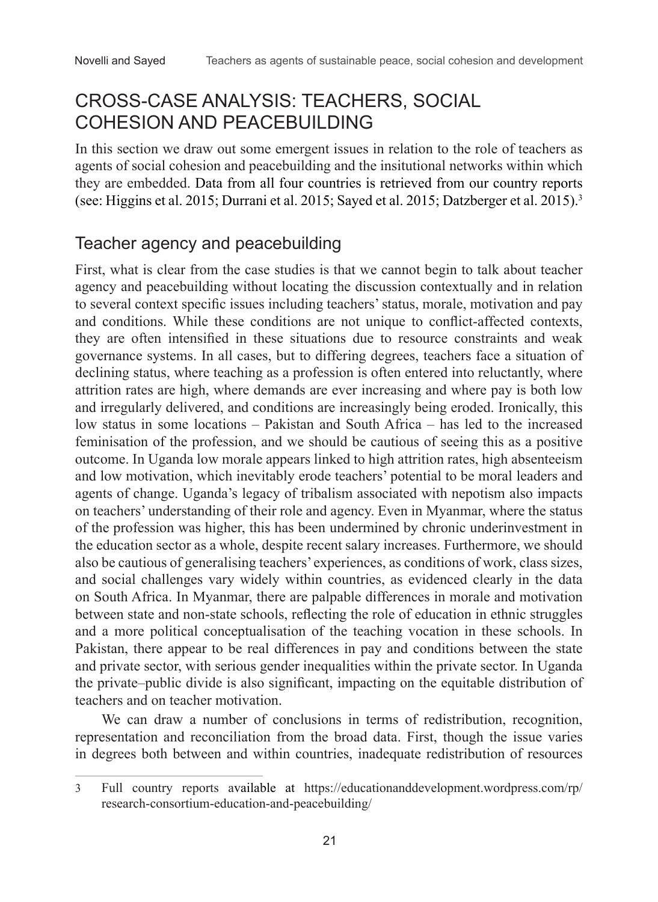# CROSS-CASE ANALYSIS: TEACHERS, SOCIAL COHESION AND PEACEBUILDING

In this section we draw out some emergent issues in relation to the role of teachers as agents of social cohesion and peacebuilding and the insitutional networks within which they are embedded. Data from all four countries is retrieved from our country reports (see: Higgins et al. 2015; Durrani et al. 2015; Sayed et al. 2015; Datzberger et al. 2015).[3]

## Teacher agency and peacebuilding

First, what is clear from the case studies is that we cannot begin to talk about teacher agency and peacebuilding without locating the discussion contextually and in relation to several context specific issues including teachers' status, morale, motivation and pay and conditions. While these conditions are not unique to conflict-affected contexts, they are often intensified in these situations due to resource constraints and weak governance systems. In all cases, but to differing degrees, teachers face a situation of declining status, where teaching as a profession is often entered into reluctantly, where attrition rates are high, where demands are ever increasing and where pay is both low and irregularly delivered, and conditions are increasingly being eroded. Ironically, this low status in some locations – Pakistan and South Africa – has led to the increased feminisation of the profession, and we should be cautious of seeing this as a positive outcome. In Uganda low morale appears linked to high attrition rates, high absenteeism and low motivation, which inevitably erode teachers' potential to be moral leaders and agents of change. Uganda's legacy of tribalism associated with nepotism also impacts on teachers' understanding of their role and agency. Even in Myanmar, where the status of the profession was higher, this has been undermined by chronic underinvestment in the education sector as a whole, despite recent salary increases. Furthermore, we should also be cautious of generalising teachers' experiences, as conditions of work, class sizes, and social challenges vary widely within countries, as evidenced clearly in the data on South Africa. In Myanmar, there are palpable differences in morale and motivation between state and non-state schools, reflecting the role of education in ethnic struggles and a more political conceptualisation of the teaching vocation in these schools. In Pakistan, there appear to be real differences in pay and conditions between the state and private sector, with serious gender inequalities within the private sector. In Uganda the private–public divide is also significant, impacting on the equitable distribution of teachers and on teacher motivation.

We can draw a number of conclusions in terms of redistribution, recognition, representation and reconciliation from the broad data. First, though the issue varies in degrees both between and within countries, inadequate redistribution of resources

---

[3] Full country reports available at https://educationanddevelopment.wordpress.com/rp/research-consortium-education-and-peacebuilding/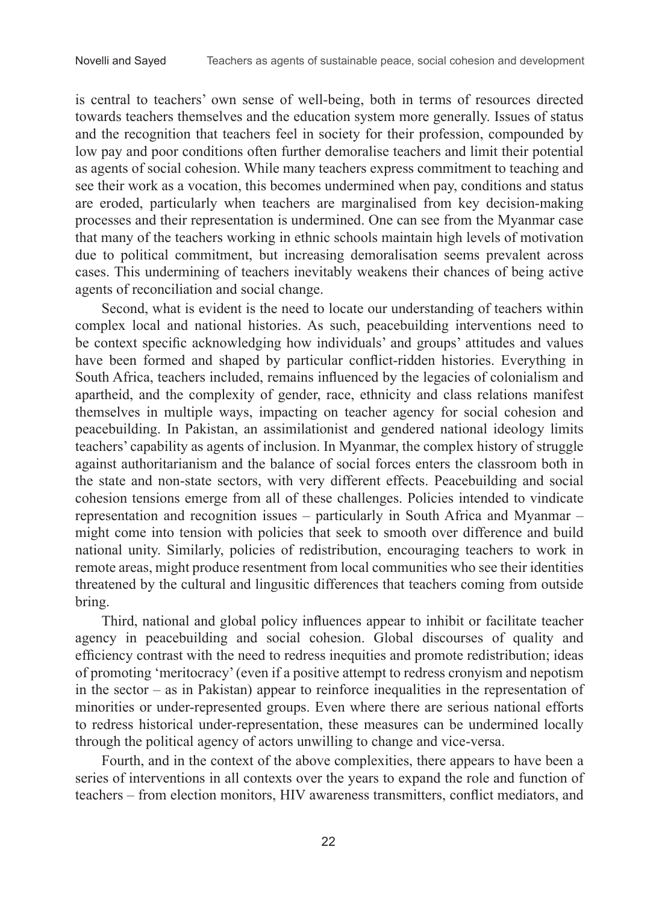is central to teachers' own sense of well-being, both in terms of resources directed towards teachers themselves and the education system more generally. Issues of status and the recognition that teachers feel in society for their profession, compounded by low pay and poor conditions often further demoralise teachers and limit their potential as agents of social cohesion. While many teachers express commitment to teaching and see their work as a vocation, this becomes undermined when pay, conditions and status are eroded, particularly when teachers are marginalised from key decision-making processes and their representation is undermined. One can see from the Myanmar case that many of the teachers working in ethnic schools maintain high levels of motivation due to political commitment, but increasing demoralisation seems prevalent across cases. This undermining of teachers inevitably weakens their chances of being active agents of reconciliation and social change.

Second, what is evident is the need to locate our understanding of teachers within complex local and national histories. As such, peacebuilding interventions need to be context specific acknowledging how individuals' and groups' attitudes and values have been formed and shaped by particular conflict-ridden histories. Everything in South Africa, teachers included, remains influenced by the legacies of colonialism and apartheid, and the complexity of gender, race, ethnicity and class relations manifest themselves in multiple ways, impacting on teacher agency for social cohesion and peacebuilding. In Pakistan, an assimilationist and gendered national ideology limits teachers' capability as agents of inclusion. In Myanmar, the complex history of struggle against authoritarianism and the balance of social forces enters the classroom both in the state and non-state sectors, with very different effects. Peacebuilding and social cohesion tensions emerge from all of these challenges. Policies intended to vindicate representation and recognition issues – particularly in South Africa and Myanmar – might come into tension with policies that seek to smooth over difference and build national unity. Similarly, policies of redistribution, encouraging teachers to work in remote areas, might produce resentment from local communities who see their identities threatened by the cultural and lingusitic differences that teachers coming from outside bring.

Third, national and global policy influences appear to inhibit or facilitate teacher agency in peacebuilding and social cohesion. Global discourses of quality and efficiency contrast with the need to redress inequities and promote redistribution; ideas of promoting 'meritocracy' (even if a positive attempt to redress cronyism and nepotism in the sector – as in Pakistan) appear to reinforce inequalities in the representation of minorities or under-represented groups. Even where there are serious national efforts to redress historical under-representation, these measures can be undermined locally through the political agency of actors unwilling to change and vice-versa.

Fourth, and in the context of the above complexities, there appears to have been a series of interventions in all contexts over the years to expand the role and function of teachers – from election monitors, HIV awareness transmitters, conflict mediators, and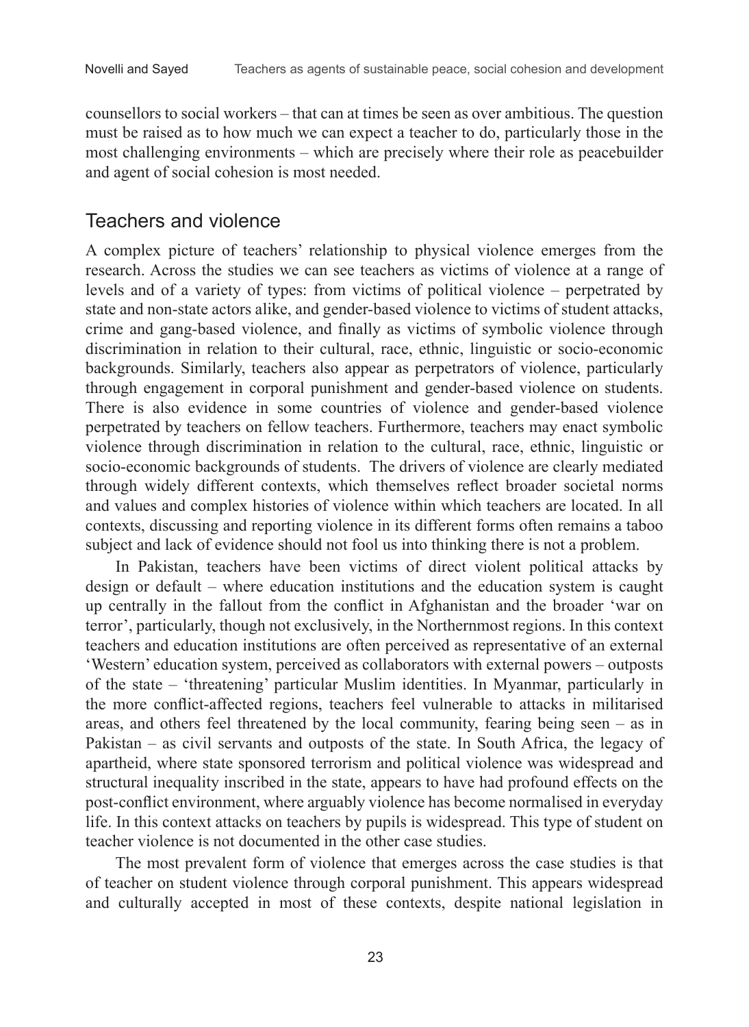counsellors to social workers – that can at times be seen as over ambitious. The question must be raised as to how much we can expect a teacher to do, particularly those in the most challenging environments – which are precisely where their role as peacebuilder and agent of social cohesion is most needed.

## Teachers and violence

A complex picture of teachers' relationship to physical violence emerges from the research. Across the studies we can see teachers as victims of violence at a range of levels and of a variety of types: from victims of political violence – perpetrated by state and non-state actors alike, and gender-based violence to victims of student attacks, crime and gang-based violence, and finally as victims of symbolic violence through discrimination in relation to their cultural, race, ethnic, linguistic or socio-economic backgrounds. Similarly, teachers also appear as perpetrators of violence, particularly through engagement in corporal punishment and gender-based violence on students. There is also evidence in some countries of violence and gender-based violence perpetrated by teachers on fellow teachers. Furthermore, teachers may enact symbolic violence through discrimination in relation to the cultural, race, ethnic, linguistic or socio-economic backgrounds of students. The drivers of violence are clearly mediated through widely different contexts, which themselves reflect broader societal norms and values and complex histories of violence within which teachers are located. In all contexts, discussing and reporting violence in its different forms often remains a taboo subject and lack of evidence should not fool us into thinking there is not a problem.

In Pakistan, teachers have been victims of direct violent political attacks by design or default – where education institutions and the education system is caught up centrally in the fallout from the conflict in Afghanistan and the broader 'war on terror', particularly, though not exclusively, in the Northernmost regions. In this context teachers and education institutions are often perceived as representative of an external 'Western' education system, perceived as collaborators with external powers – outposts of the state – 'threatening' particular Muslim identities. In Myanmar, particularly in the more conflict-affected regions, teachers feel vulnerable to attacks in militarised areas, and others feel threatened by the local community, fearing being seen – as in Pakistan – as civil servants and outposts of the state. In South Africa, the legacy of apartheid, where state sponsored terrorism and political violence was widespread and structural inequality inscribed in the state, appears to have had profound effects on the post-conflict environment, where arguably violence has become normalised in everyday life. In this context attacks on teachers by pupils is widespread. This type of student on teacher violence is not documented in the other case studies.

The most prevalent form of violence that emerges across the case studies is that of teacher on student violence through corporal punishment. This appears widespread and culturally accepted in most of these contexts, despite national legislation in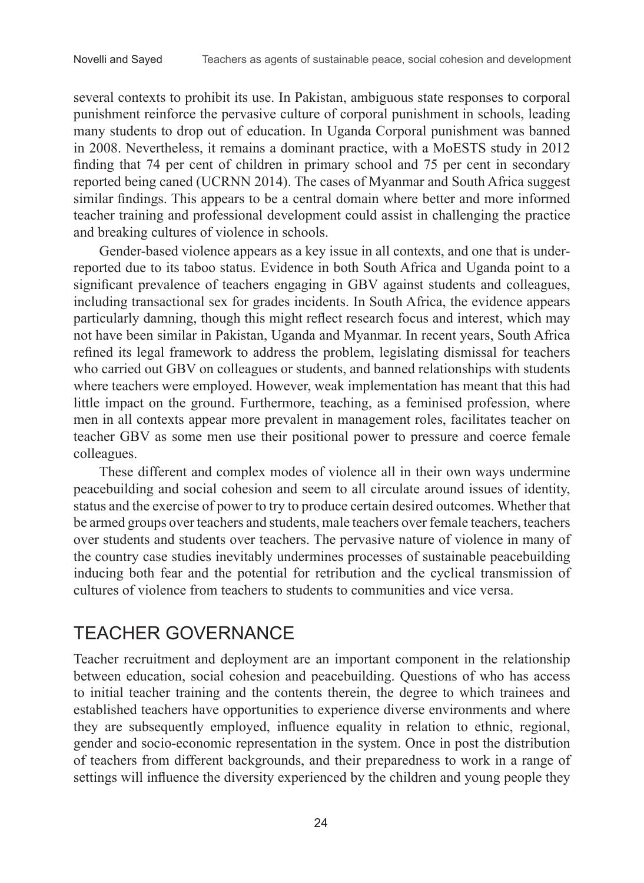several contexts to prohibit its use. In Pakistan, ambiguous state responses to corporal punishment reinforce the pervasive culture of corporal punishment in schools, leading many students to drop out of education. In Uganda Corporal punishment was banned in 2008. Nevertheless, it remains a dominant practice, with a MoESTS study in 2012 finding that 74 per cent of children in primary school and 75 per cent in secondary reported being caned (UCRNN 2014). The cases of Myanmar and South Africa suggest similar findings. This appears to be a central domain where better and more informed teacher training and professional development could assist in challenging the practice and breaking cultures of violence in schools.

Gender-based violence appears as a key issue in all contexts, and one that is under-reported due to its taboo status. Evidence in both South Africa and Uganda point to a significant prevalence of teachers engaging in GBV against students and colleagues, including transactional sex for grades incidents. In South Africa, the evidence appears particularly damning, though this might reflect research focus and interest, which may not have been similar in Pakistan, Uganda and Myanmar. In recent years, South Africa refined its legal framework to address the problem, legislating dismissal for teachers who carried out GBV on colleagues or students, and banned relationships with students where teachers were employed. However, weak implementation has meant that this had little impact on the ground. Furthermore, teaching, as a feminised profession, where men in all contexts appear more prevalent in management roles, facilitates teacher on teacher GBV as some men use their positional power to pressure and coerce female colleagues.

These different and complex modes of violence all in their own ways undermine peacebuilding and social cohesion and seem to all circulate around issues of identity, status and the exercise of power to try to produce certain desired outcomes. Whether that be armed groups over teachers and students, male teachers over female teachers, teachers over students and students over teachers. The pervasive nature of violence in many of the country case studies inevitably undermines processes of sustainable peacebuilding inducing both fear and the potential for retribution and the cyclical transmission of cultures of violence from teachers to students to communities and vice versa.

## TEACHER GOVERNANCE

Teacher recruitment and deployment are an important component in the relationship between education, social cohesion and peacebuilding. Questions of who has access to initial teacher training and the contents therein, the degree to which trainees and established teachers have opportunities to experience diverse environments and where they are subsequently employed, influence equality in relation to ethnic, regional, gender and socio-economic representation in the system. Once in post the distribution of teachers from different backgrounds, and their preparedness to work in a range of settings will influence the diversity experienced by the children and young people they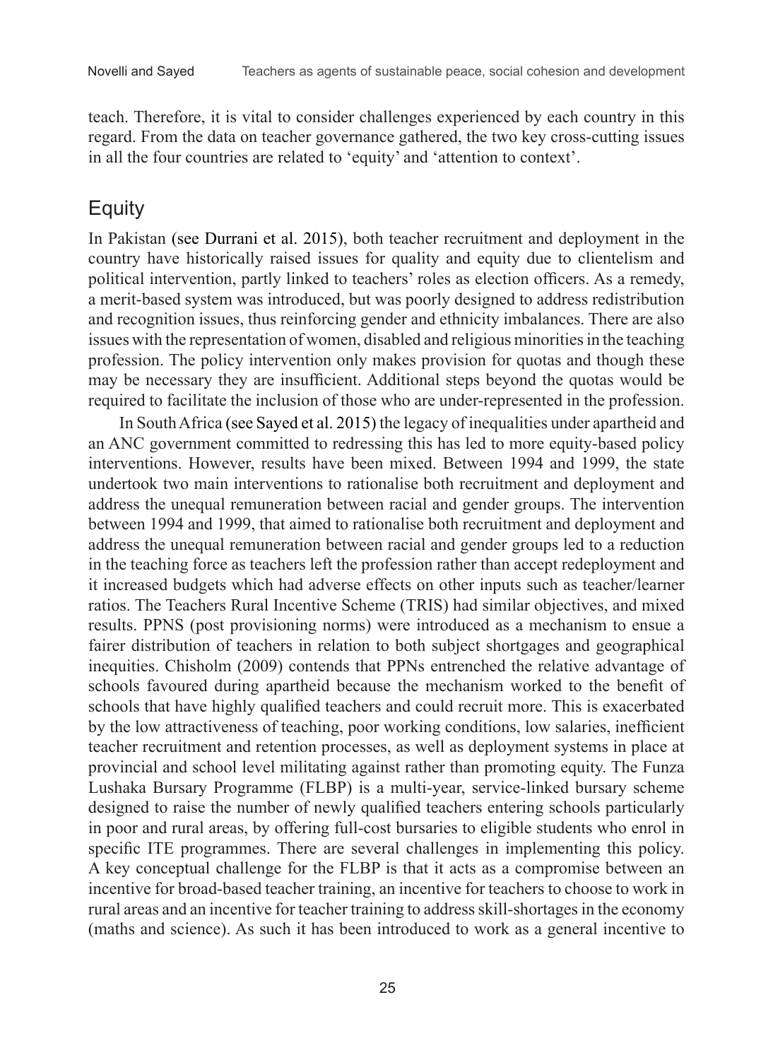teach. Therefore, it is vital to consider challenges experienced by each country in this regard. From the data on teacher governance gathered, the two key cross-cutting issues in all the four countries are related to 'equity' and 'attention to context'.

## Equity

In Pakistan (see Durrani et al. 2015), both teacher recruitment and deployment in the country have historically raised issues for quality and equity due to clientelism and political intervention, partly linked to teachers' roles as election officers. As a remedy, a merit-based system was introduced, but was poorly designed to address redistribution and recognition issues, thus reinforcing gender and ethnicity imbalances. There are also issues with the representation of women, disabled and religious minorities in the teaching profession. The policy intervention only makes provision for quotas and though these may be necessary they are insufficient. Additional steps beyond the quotas would be required to facilitate the inclusion of those who are under-represented in the profession.

In South Africa (see Sayed et al. 2015) the legacy of inequalities under apartheid and an ANC government committed to redressing this has led to more equity-based policy interventions. However, results have been mixed. Between 1994 and 1999, the state undertook two main interventions to rationalise both recruitment and deployment and address the unequal remuneration between racial and gender groups. The intervention between 1994 and 1999, that aimed to rationalise both recruitment and deployment and address the unequal remuneration between racial and gender groups led to a reduction in the teaching force as teachers left the profession rather than accept redeployment and it increased budgets which had adverse effects on other inputs such as teacher/learner ratios. The Teachers Rural Incentive Scheme (TRIS) had similar objectives, and mixed results. PPNS (post provisioning norms) were introduced as a mechanism to ensue a fairer distribution of teachers in relation to both subject shortgages and geographical inequities. Chisholm (2009) contends that PPNs entrenched the relative advantage of schools favoured during apartheid because the mechanism worked to the benefit of schools that have highly qualified teachers and could recruit more. This is exacerbated by the low attractiveness of teaching, poor working conditions, low salaries, inefficient teacher recruitment and retention processes, as well as deployment systems in place at provincial and school level militating against rather than promoting equity. The Funza Lushaka Bursary Programme (FLBP) is a multi-year, service-linked bursary scheme designed to raise the number of newly qualified teachers entering schools particularly in poor and rural areas, by offering full-cost bursaries to eligible students who enrol in specific ITE programmes. There are several challenges in implementing this policy. A key conceptual challenge for the FLBP is that it acts as a compromise between an incentive for broad-based teacher training, an incentive for teachers to choose to work in rural areas and an incentive for teacher training to address skill-shortages in the economy (maths and science). As such it has been introduced to work as a general incentive to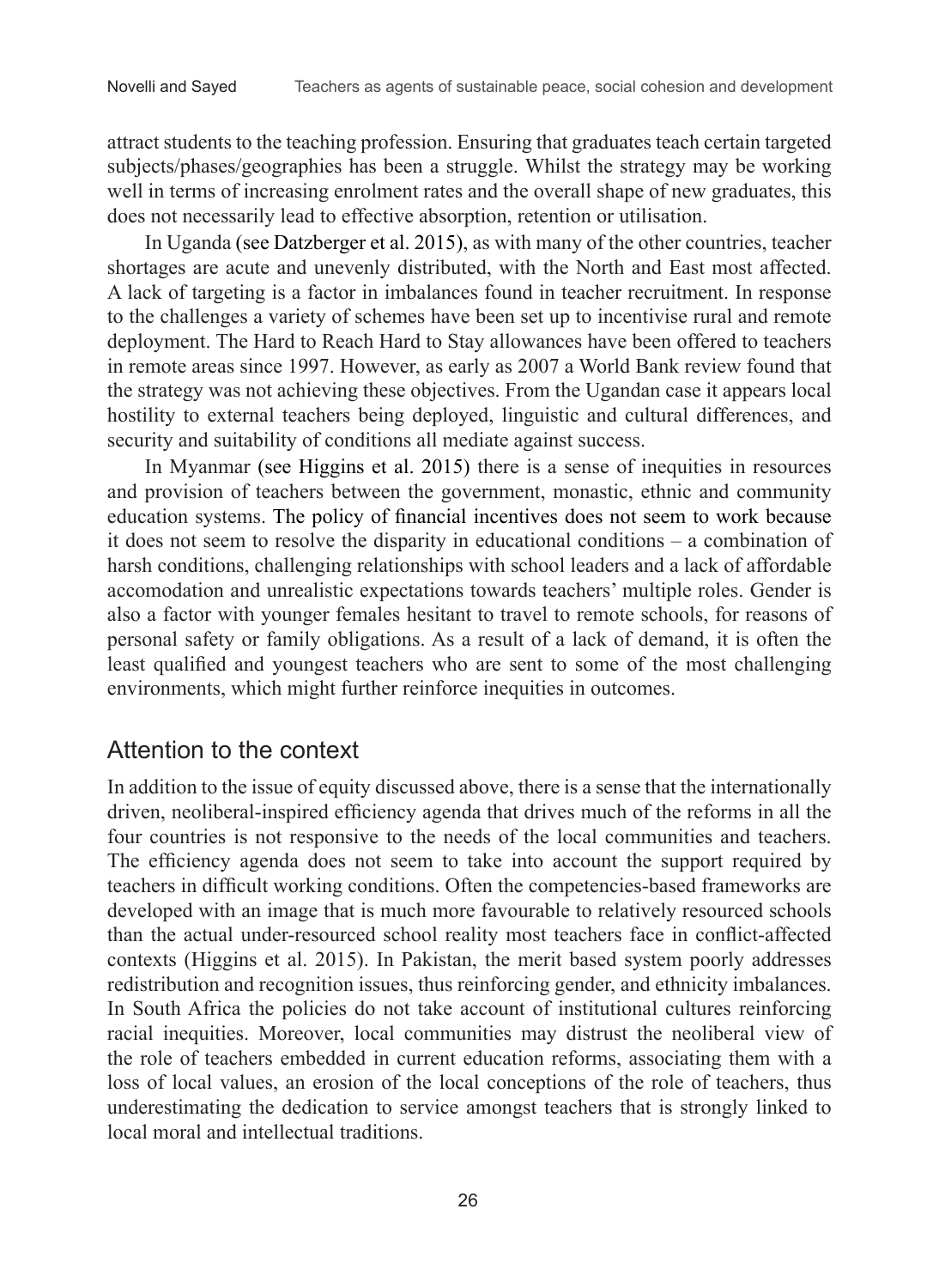attract students to the teaching profession. Ensuring that graduates teach certain targeted subjects/phases/geographies has been a struggle. Whilst the strategy may be working well in terms of increasing enrolment rates and the overall shape of new graduates, this does not necessarily lead to effective absorption, retention or utilisation.

In Uganda (see Datzberger et al. 2015), as with many of the other countries, teacher shortages are acute and unevenly distributed, with the North and East most affected. A lack of targeting is a factor in imbalances found in teacher recruitment. In response to the challenges a variety of schemes have been set up to incentivise rural and remote deployment. The Hard to Reach Hard to Stay allowances have been offered to teachers in remote areas since 1997. However, as early as 2007 a World Bank review found that the strategy was not achieving these objectives. From the Ugandan case it appears local hostility to external teachers being deployed, linguistic and cultural differences, and security and suitability of conditions all mediate against success.

In Myanmar (see Higgins et al. 2015) there is a sense of inequities in resources and provision of teachers between the government, monastic, ethnic and community education systems. The policy of financial incentives does not seem to work because it does not seem to resolve the disparity in educational conditions – a combination of harsh conditions, challenging relationships with school leaders and a lack of affordable accomodation and unrealistic expectations towards teachers' multiple roles. Gender is also a factor with younger females hesitant to travel to remote schools, for reasons of personal safety or family obligations. As a result of a lack of demand, it is often the least qualified and youngest teachers who are sent to some of the most challenging environments, which might further reinforce inequities in outcomes.

## Attention to the context

In addition to the issue of equity discussed above, there is a sense that the internationally driven, neoliberal-inspired efficiency agenda that drives much of the reforms in all the four countries is not responsive to the needs of the local communities and teachers. The efficiency agenda does not seem to take into account the support required by teachers in difficult working conditions. Often the competencies-based frameworks are developed with an image that is much more favourable to relatively resourced schools than the actual under-resourced school reality most teachers face in conflict-affected contexts (Higgins et al. 2015). In Pakistan, the merit based system poorly addresses redistribution and recognition issues, thus reinforcing gender, and ethnicity imbalances. In South Africa the policies do not take account of institutional cultures reinforcing racial inequities. Moreover, local communities may distrust the neoliberal view of the role of teachers embedded in current education reforms, associating them with a loss of local values, an erosion of the local conceptions of the role of teachers, thus underestimating the dedication to service amongst teachers that is strongly linked to local moral and intellectual traditions.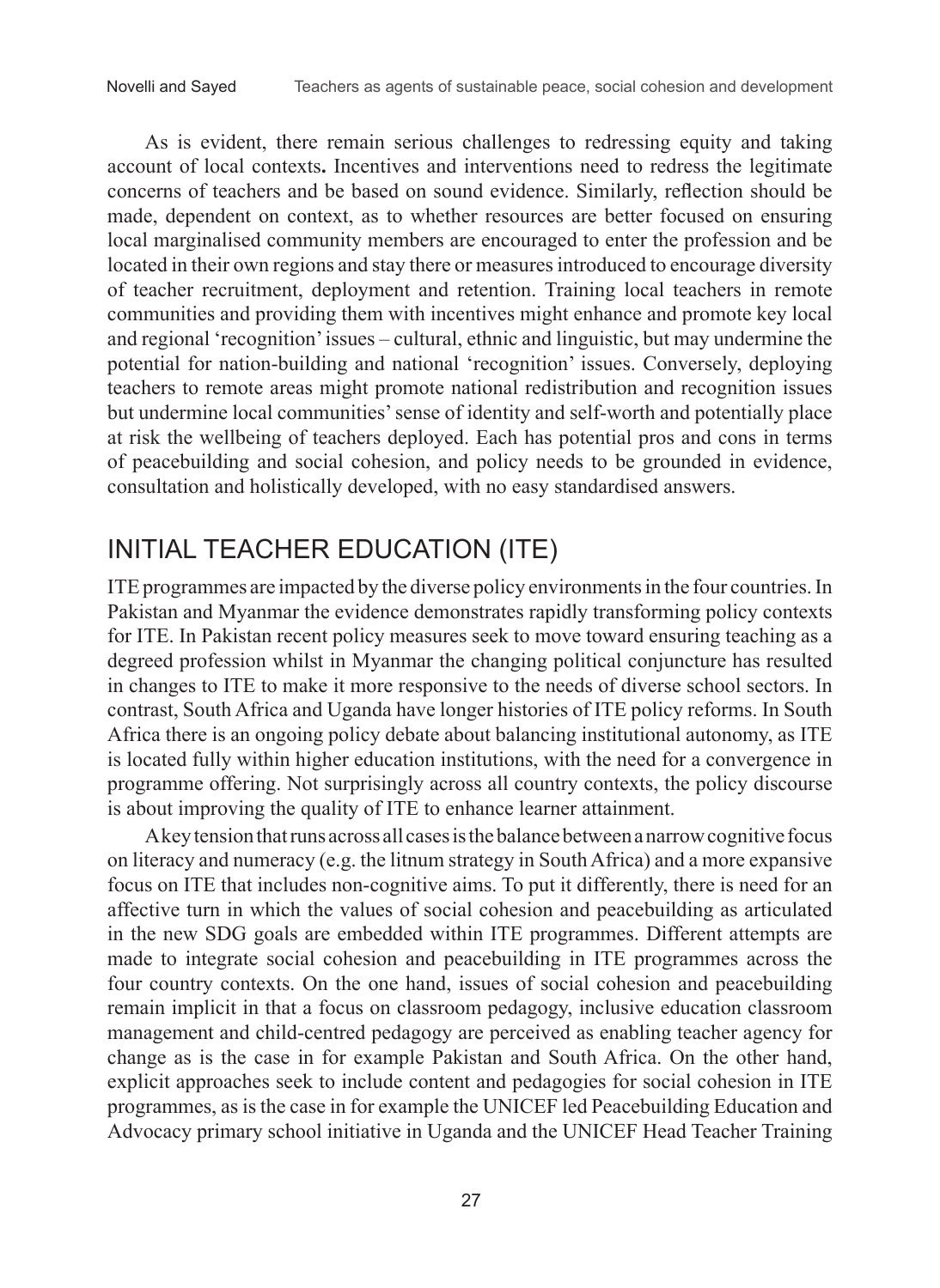As is evident, there remain serious challenges to redressing equity and taking account of local contexts**.** Incentives and interventions need to redress the legitimate concerns of teachers and be based on sound evidence. Similarly, reflection should be made, dependent on context, as to whether resources are better focused on ensuring local marginalised community members are encouraged to enter the profession and be located in their own regions and stay there or measures introduced to encourage diversity of teacher recruitment, deployment and retention. Training local teachers in remote communities and providing them with incentives might enhance and promote key local and regional 'recognition' issues – cultural, ethnic and linguistic, but may undermine the potential for nation-building and national 'recognition' issues. Conversely, deploying teachers to remote areas might promote national redistribution and recognition issues but undermine local communities' sense of identity and self-worth and potentially place at risk the wellbeing of teachers deployed. Each has potential pros and cons in terms of peacebuilding and social cohesion, and policy needs to be grounded in evidence, consultation and holistically developed, with no easy standardised answers.

## INITIAL TEACHER EDUCATION (ITE)

ITE programmes are impacted by the diverse policy environments in the four countries. In Pakistan and Myanmar the evidence demonstrates rapidly transforming policy contexts for ITE. In Pakistan recent policy measures seek to move toward ensuring teaching as a degreed profession whilst in Myanmar the changing political conjuncture has resulted in changes to ITE to make it more responsive to the needs of diverse school sectors. In contrast, South Africa and Uganda have longer histories of ITE policy reforms. In South Africa there is an ongoing policy debate about balancing institutional autonomy, as ITE is located fully within higher education institutions, with the need for a convergence in programme offering. Not surprisingly across all country contexts, the policy discourse is about improving the quality of ITE to enhance learner attainment.

A key tension that runs across all cases is the balance between a narrow cognitive focus on literacy and numeracy (e.g. the litnum strategy in South Africa) and a more expansive focus on ITE that includes non-cognitive aims. To put it differently, there is need for an affective turn in which the values of social cohesion and peacebuilding as articulated in the new SDG goals are embedded within ITE programmes. Different attempts are made to integrate social cohesion and peacebuilding in ITE programmes across the four country contexts. On the one hand, issues of social cohesion and peacebuilding remain implicit in that a focus on classroom pedagogy, inclusive education classroom management and child-centred pedagogy are perceived as enabling teacher agency for change as is the case in for example Pakistan and South Africa. On the other hand, explicit approaches seek to include content and pedagogies for social cohesion in ITE programmes, as is the case in for example the UNICEF led Peacebuilding Education and Advocacy primary school initiative in Uganda and the UNICEF Head Teacher Training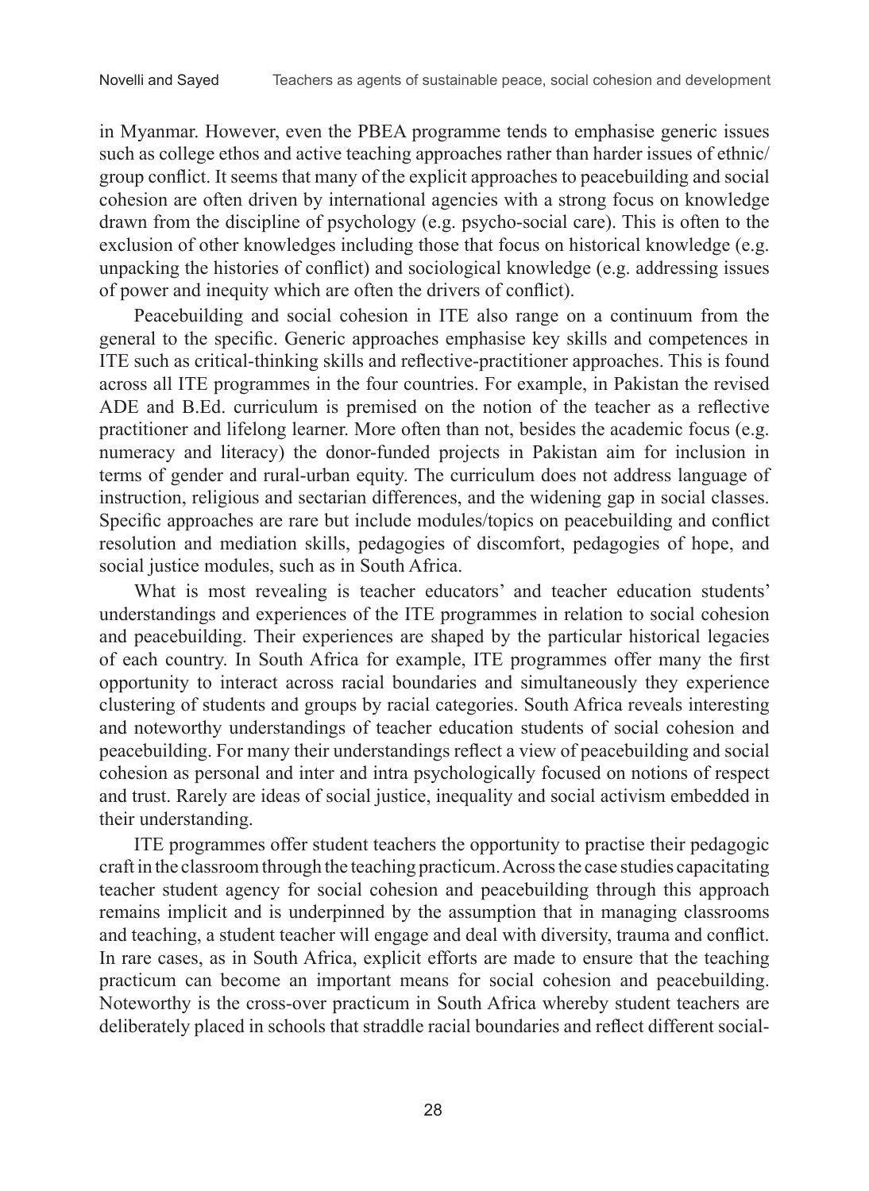in Myanmar. However, even the PBEA programme tends to emphasise generic issues such as college ethos and active teaching approaches rather than harder issues of ethnic/group conflict. It seems that many of the explicit approaches to peacebuilding and social cohesion are often driven by international agencies with a strong focus on knowledge drawn from the discipline of psychology (e.g. psycho-social care). This is often to the exclusion of other knowledges including those that focus on historical knowledge (e.g. unpacking the histories of conflict) and sociological knowledge (e.g. addressing issues of power and inequity which are often the drivers of conflict).

Peacebuilding and social cohesion in ITE also range on a continuum from the general to the specific. Generic approaches emphasise key skills and competences in ITE such as critical-thinking skills and reflective-practitioner approaches. This is found across all ITE programmes in the four countries. For example, in Pakistan the revised ADE and B.Ed. curriculum is premised on the notion of the teacher as a reflective practitioner and lifelong learner. More often than not, besides the academic focus (e.g. numeracy and literacy) the donor-funded projects in Pakistan aim for inclusion in terms of gender and rural-urban equity. The curriculum does not address language of instruction, religious and sectarian differences, and the widening gap in social classes. Specific approaches are rare but include modules/topics on peacebuilding and conflict resolution and mediation skills, pedagogies of discomfort, pedagogies of hope, and social justice modules, such as in South Africa.

What is most revealing is teacher educators' and teacher education students' understandings and experiences of the ITE programmes in relation to social cohesion and peacebuilding. Their experiences are shaped by the particular historical legacies of each country. In South Africa for example, ITE programmes offer many the first opportunity to interact across racial boundaries and simultaneously they experience clustering of students and groups by racial categories. South Africa reveals interesting and noteworthy understandings of teacher education students of social cohesion and peacebuilding. For many their understandings reflect a view of peacebuilding and social cohesion as personal and inter and intra psychologically focused on notions of respect and trust. Rarely are ideas of social justice, inequality and social activism embedded in their understanding.

ITE programmes offer student teachers the opportunity to practise their pedagogic craft in the classroom through the teaching practicum. Across the case studies capacitating teacher student agency for social cohesion and peacebuilding through this approach remains implicit and is underpinned by the assumption that in managing classrooms and teaching, a student teacher will engage and deal with diversity, trauma and conflict. In rare cases, as in South Africa, explicit efforts are made to ensure that the teaching practicum can become an important means for social cohesion and peacebuilding. Noteworthy is the cross-over practicum in South Africa whereby student teachers are deliberately placed in schools that straddle racial boundaries and reflect different social-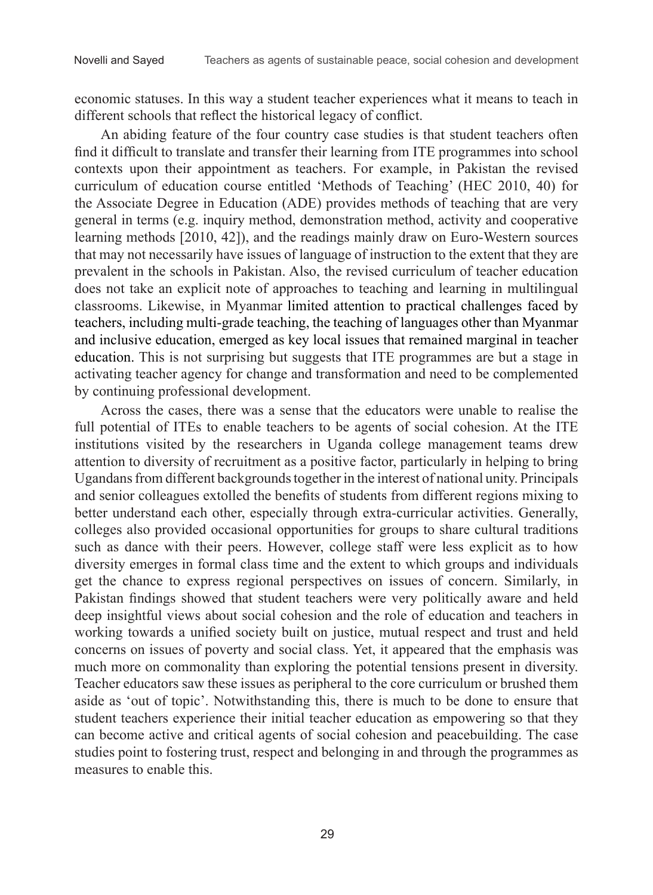economic statuses. In this way a student teacher experiences what it means to teach in different schools that reflect the historical legacy of conflict.

An abiding feature of the four country case studies is that student teachers often find it difficult to translate and transfer their learning from ITE programmes into school contexts upon their appointment as teachers. For example, in Pakistan the revised curriculum of education course entitled 'Methods of Teaching' (HEC 2010, 40) for the Associate Degree in Education (ADE) provides methods of teaching that are very general in terms (e.g. inquiry method, demonstration method, activity and cooperative learning methods [2010, 42]), and the readings mainly draw on Euro-Western sources that may not necessarily have issues of language of instruction to the extent that they are prevalent in the schools in Pakistan. Also, the revised curriculum of teacher education does not take an explicit note of approaches to teaching and learning in multilingual classrooms. Likewise, in Myanmar limited attention to practical challenges faced by teachers, including multi-grade teaching, the teaching of languages other than Myanmar and inclusive education, emerged as key local issues that remained marginal in teacher education. This is not surprising but suggests that ITE programmes are but a stage in activating teacher agency for change and transformation and need to be complemented by continuing professional development.

Across the cases, there was a sense that the educators were unable to realise the full potential of ITEs to enable teachers to be agents of social cohesion. At the ITE institutions visited by the researchers in Uganda college management teams drew attention to diversity of recruitment as a positive factor, particularly in helping to bring Ugandans from different backgrounds together in the interest of national unity. Principals and senior colleagues extolled the benefits of students from different regions mixing to better understand each other, especially through extra-curricular activities. Generally, colleges also provided occasional opportunities for groups to share cultural traditions such as dance with their peers. However, college staff were less explicit as to how diversity emerges in formal class time and the extent to which groups and individuals get the chance to express regional perspectives on issues of concern. Similarly, in Pakistan findings showed that student teachers were very politically aware and held deep insightful views about social cohesion and the role of education and teachers in working towards a unified society built on justice, mutual respect and trust and held concerns on issues of poverty and social class. Yet, it appeared that the emphasis was much more on commonality than exploring the potential tensions present in diversity. Teacher educators saw these issues as peripheral to the core curriculum or brushed them aside as 'out of topic'. Notwithstanding this, there is much to be done to ensure that student teachers experience their initial teacher education as empowering so that they can become active and critical agents of social cohesion and peacebuilding. The case studies point to fostering trust, respect and belonging in and through the programmes as measures to enable this.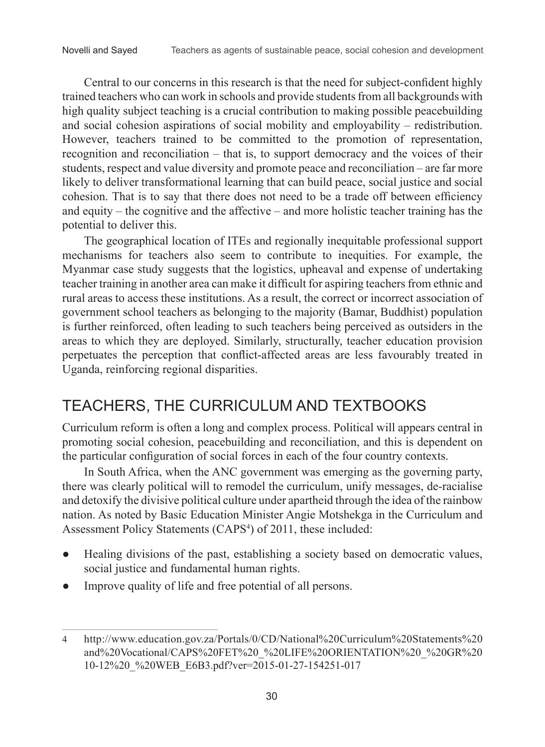Central to our concerns in this research is that the need for subject-confident highly trained teachers who can work in schools and provide students from all backgrounds with high quality subject teaching is a crucial contribution to making possible peacebuilding and social cohesion aspirations of social mobility and employability – redistribution. However, teachers trained to be committed to the promotion of representation, recognition and reconciliation – that is, to support democracy and the voices of their students, respect and value diversity and promote peace and reconciliation – are far more likely to deliver transformational learning that can build peace, social justice and social cohesion. That is to say that there does not need to be a trade off between efficiency and equity – the cognitive and the affective – and more holistic teacher training has the potential to deliver this.

The geographical location of ITEs and regionally inequitable professional support mechanisms for teachers also seem to contribute to inequities. For example, the Myanmar case study suggests that the logistics, upheaval and expense of undertaking teacher training in another area can make it difficult for aspiring teachers from ethnic and rural areas to access these institutions. As a result, the correct or incorrect association of government school teachers as belonging to the majority (Bamar, Buddhist) population is further reinforced, often leading to such teachers being perceived as outsiders in the areas to which they are deployed. Similarly, structurally, teacher education provision perpetuates the perception that conflict-affected areas are less favourably treated in Uganda, reinforcing regional disparities.

## TEACHERS, THE CURRICULUM AND TEXTBOOKS

Curriculum reform is often a long and complex process. Political will appears central in promoting social cohesion, peacebuilding and reconciliation, and this is dependent on the particular configuration of social forces in each of the four country contexts.

In South Africa, when the ANC government was emerging as the governing party, there was clearly political will to remodel the curriculum, unify messages, de-racialise and detoxify the divisive political culture under apartheid through the idea of the rainbow nation. As noted by Basic Education Minister Angie Motshekga in the Curriculum and Assessment Policy Statements (CAPS[4]) of 2011, these included:

- Healing divisions of the past, establishing a society based on democratic values, social justice and fundamental human rights.
- Improve quality of life and free potential of all persons.

---

4 http://www.education.gov.za/Portals/0/CD/National%20Curriculum%20Statements%20and%20Vocational/CAPS%20FET%20_%20LIFE%20ORIENTATION%20_%20GR%2010-12%20_%20WEB_E6B3.pdf?ver=2015-01-27-154251-017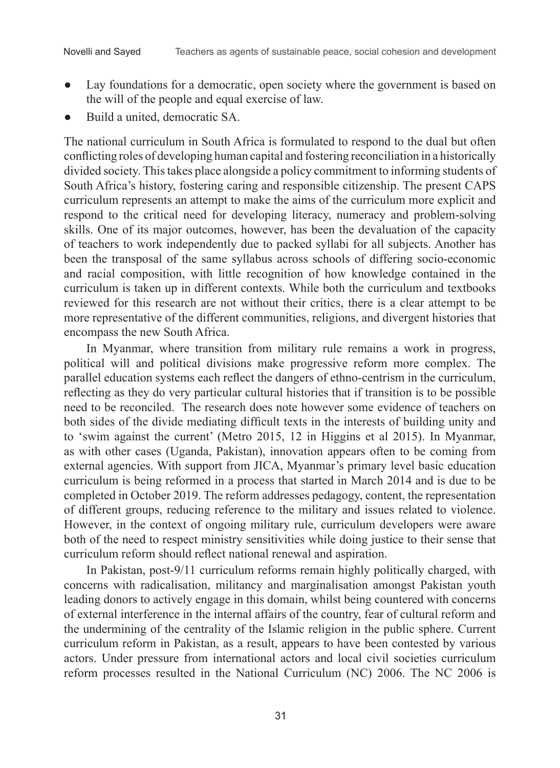- Lay foundations for a democratic, open society where the government is based on the will of the people and equal exercise of law.
- Build a united, democratic SA.

The national curriculum in South Africa is formulated to respond to the dual but often conflicting roles of developing human capital and fostering reconciliation in a historically divided society. This takes place alongside a policy commitment to informing students of South Africa's history, fostering caring and responsible citizenship. The present CAPS curriculum represents an attempt to make the aims of the curriculum more explicit and respond to the critical need for developing literacy, numeracy and problem-solving skills. One of its major outcomes, however, has been the devaluation of the capacity of teachers to work independently due to packed syllabi for all subjects. Another has been the transposal of the same syllabus across schools of differing socio-economic and racial composition, with little recognition of how knowledge contained in the curriculum is taken up in different contexts. While both the curriculum and textbooks reviewed for this research are not without their critics, there is a clear attempt to be more representative of the different communities, religions, and divergent histories that encompass the new South Africa.

In Myanmar, where transition from military rule remains a work in progress, political will and political divisions make progressive reform more complex. The parallel education systems each reflect the dangers of ethno-centrism in the curriculum, reflecting as they do very particular cultural histories that if transition is to be possible need to be reconciled. The research does note however some evidence of teachers on both sides of the divide mediating difficult texts in the interests of building unity and to 'swim against the current' (Metro 2015, 12 in Higgins et al 2015). In Myanmar, as with other cases (Uganda, Pakistan), innovation appears often to be coming from external agencies. With support from JICA, Myanmar's primary level basic education curriculum is being reformed in a process that started in March 2014 and is due to be completed in October 2019. The reform addresses pedagogy, content, the representation of different groups, reducing reference to the military and issues related to violence. However, in the context of ongoing military rule, curriculum developers were aware both of the need to respect ministry sensitivities while doing justice to their sense that curriculum reform should reflect national renewal and aspiration.

In Pakistan, post-9/11 curriculum reforms remain highly politically charged, with concerns with radicalisation, militancy and marginalisation amongst Pakistan youth leading donors to actively engage in this domain, whilst being countered with concerns of external interference in the internal affairs of the country, fear of cultural reform and the undermining of the centrality of the Islamic religion in the public sphere. Current curriculum reform in Pakistan, as a result, appears to have been contested by various actors. Under pressure from international actors and local civil societies curriculum reform processes resulted in the National Curriculum (NC) 2006. The NC 2006 is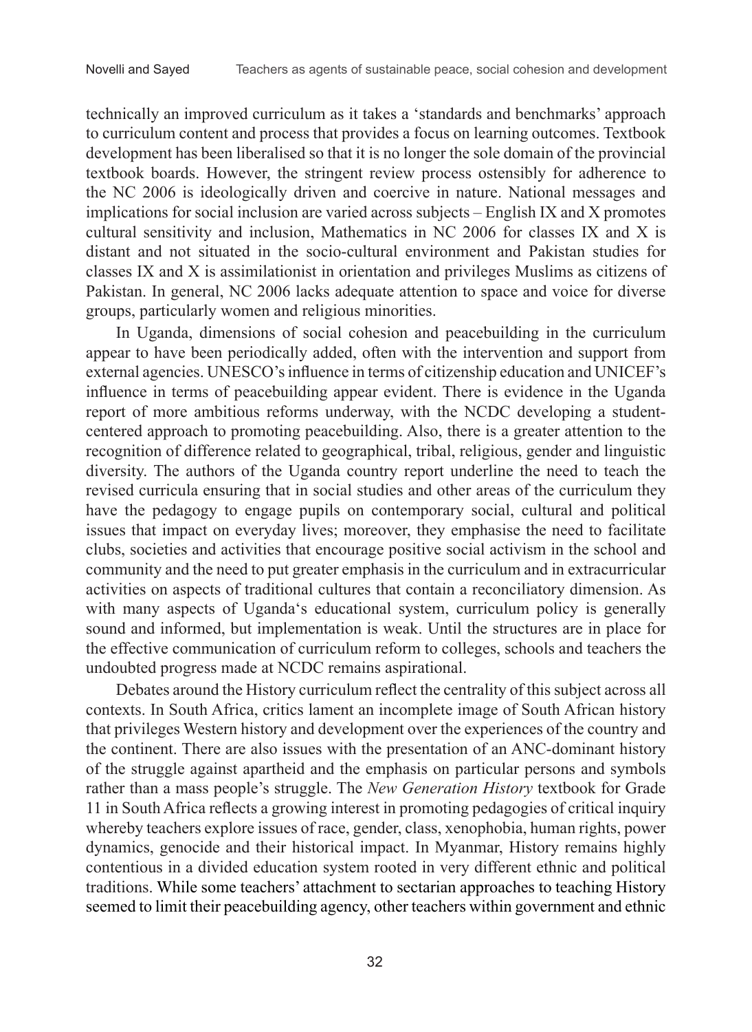technically an improved curriculum as it takes a 'standards and benchmarks' approach to curriculum content and process that provides a focus on learning outcomes. Textbook development has been liberalised so that it is no longer the sole domain of the provincial textbook boards. However, the stringent review process ostensibly for adherence to the NC 2006 is ideologically driven and coercive in nature. National messages and implications for social inclusion are varied across subjects – English IX and X promotes cultural sensitivity and inclusion, Mathematics in NC 2006 for classes IX and X is distant and not situated in the socio-cultural environment and Pakistan studies for classes IX and X is assimilationist in orientation and privileges Muslims as citizens of Pakistan. In general, NC 2006 lacks adequate attention to space and voice for diverse groups, particularly women and religious minorities.

In Uganda, dimensions of social cohesion and peacebuilding in the curriculum appear to have been periodically added, often with the intervention and support from external agencies. UNESCO's influence in terms of citizenship education and UNICEF's influence in terms of peacebuilding appear evident. There is evidence in the Uganda report of more ambitious reforms underway, with the NCDC developing a student-centered approach to promoting peacebuilding. Also, there is a greater attention to the recognition of difference related to geographical, tribal, religious, gender and linguistic diversity. The authors of the Uganda country report underline the need to teach the revised curricula ensuring that in social studies and other areas of the curriculum they have the pedagogy to engage pupils on contemporary social, cultural and political issues that impact on everyday lives; moreover, they emphasise the need to facilitate clubs, societies and activities that encourage positive social activism in the school and community and the need to put greater emphasis in the curriculum and in extracurricular activities on aspects of traditional cultures that contain a reconciliatory dimension. As with many aspects of Uganda's educational system, curriculum policy is generally sound and informed, but implementation is weak. Until the structures are in place for the effective communication of curriculum reform to colleges, schools and teachers the undoubted progress made at NCDC remains aspirational.

Debates around the History curriculum reflect the centrality of this subject across all contexts. In South Africa, critics lament an incomplete image of South African history that privileges Western history and development over the experiences of the country and the continent. There are also issues with the presentation of an ANC-dominant history of the struggle against apartheid and the emphasis on particular persons and symbols rather than a mass people's struggle. The *New Generation History* textbook for Grade 11 in South Africa reflects a growing interest in promoting pedagogies of critical inquiry whereby teachers explore issues of race, gender, class, xenophobia, human rights, power dynamics, genocide and their historical impact. In Myanmar, History remains highly contentious in a divided education system rooted in very different ethnic and political traditions. While some teachers' attachment to sectarian approaches to teaching History seemed to limit their peacebuilding agency, other teachers within government and ethnic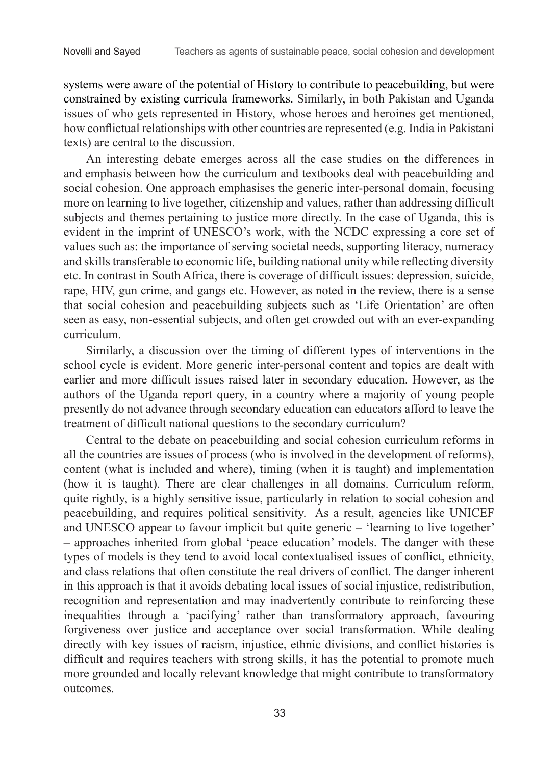systems were aware of the potential of History to contribute to peacebuilding, but were constrained by existing curricula frameworks. Similarly, in both Pakistan and Uganda issues of who gets represented in History, whose heroes and heroines get mentioned, how conflictual relationships with other countries are represented (e.g. India in Pakistani texts) are central to the discussion.

An interesting debate emerges across all the case studies on the differences in and emphasis between how the curriculum and textbooks deal with peacebuilding and social cohesion. One approach emphasises the generic inter-personal domain, focusing more on learning to live together, citizenship and values, rather than addressing difficult subjects and themes pertaining to justice more directly. In the case of Uganda, this is evident in the imprint of UNESCO's work, with the NCDC expressing a core set of values such as: the importance of serving societal needs, supporting literacy, numeracy and skills transferable to economic life, building national unity while reflecting diversity etc. In contrast in South Africa, there is coverage of difficult issues: depression, suicide, rape, HIV, gun crime, and gangs etc. However, as noted in the review, there is a sense that social cohesion and peacebuilding subjects such as 'Life Orientation' are often seen as easy, non-essential subjects, and often get crowded out with an ever-expanding curriculum.

Similarly, a discussion over the timing of different types of interventions in the school cycle is evident. More generic inter-personal content and topics are dealt with earlier and more difficult issues raised later in secondary education. However, as the authors of the Uganda report query, in a country where a majority of young people presently do not advance through secondary education can educators afford to leave the treatment of difficult national questions to the secondary curriculum?

Central to the debate on peacebuilding and social cohesion curriculum reforms in all the countries are issues of process (who is involved in the development of reforms), content (what is included and where), timing (when it is taught) and implementation (how it is taught). There are clear challenges in all domains. Curriculum reform, quite rightly, is a highly sensitive issue, particularly in relation to social cohesion and peacebuilding, and requires political sensitivity. As a result, agencies like UNICEF and UNESCO appear to favour implicit but quite generic – 'learning to live together' – approaches inherited from global 'peace education' models. The danger with these types of models is they tend to avoid local contextualised issues of conflict, ethnicity, and class relations that often constitute the real drivers of conflict. The danger inherent in this approach is that it avoids debating local issues of social injustice, redistribution, recognition and representation and may inadvertently contribute to reinforcing these inequalities through a 'pacifying' rather than transformatory approach, favouring forgiveness over justice and acceptance over social transformation. While dealing directly with key issues of racism, injustice, ethnic divisions, and conflict histories is difficult and requires teachers with strong skills, it has the potential to promote much more grounded and locally relevant knowledge that might contribute to transformatory outcomes.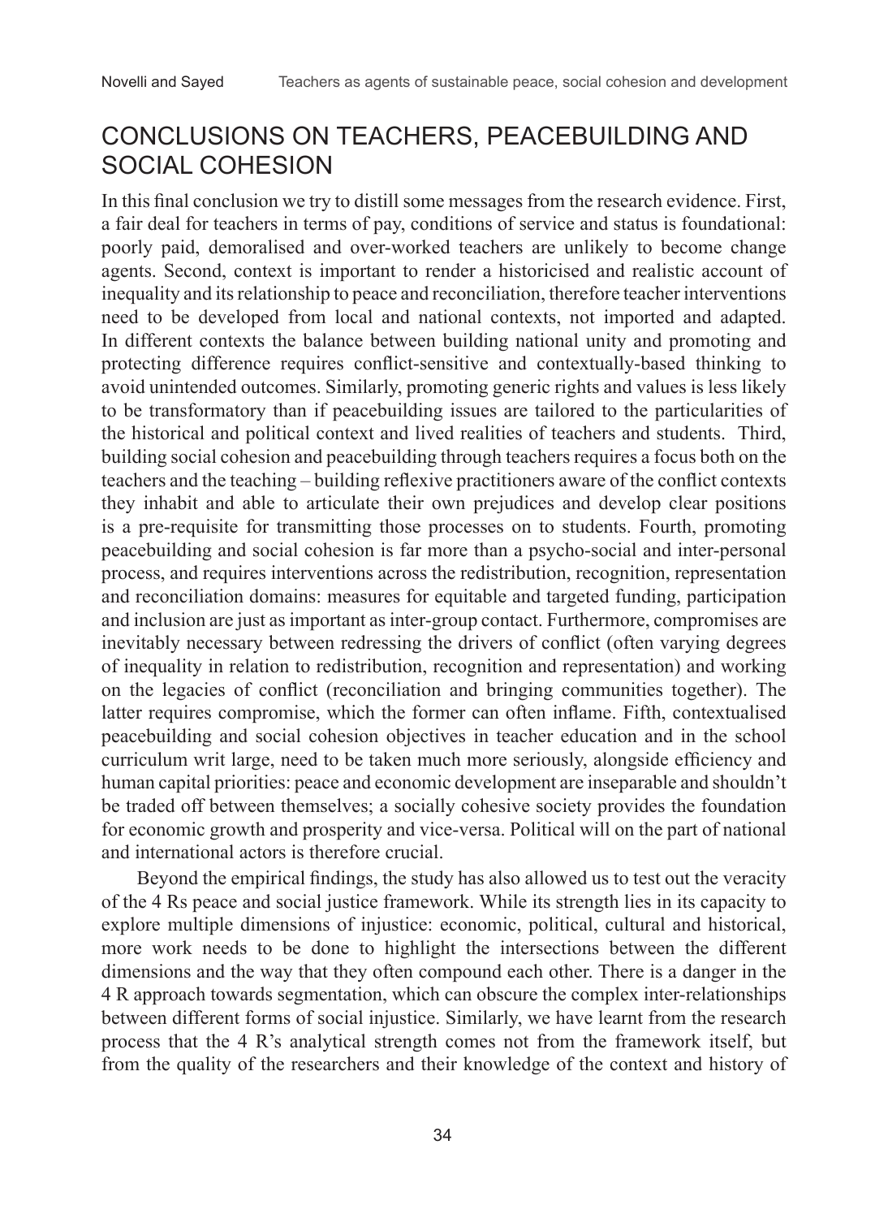## CONCLUSIONS ON TEACHERS, PEACEBUILDING AND SOCIAL COHESION

In this final conclusion we try to distill some messages from the research evidence. First, a fair deal for teachers in terms of pay, conditions of service and status is foundational: poorly paid, demoralised and over-worked teachers are unlikely to become change agents. Second, context is important to render a historicised and realistic account of inequality and its relationship to peace and reconciliation, therefore teacher interventions need to be developed from local and national contexts, not imported and adapted. In different contexts the balance between building national unity and promoting and protecting difference requires conflict-sensitive and contextually-based thinking to avoid unintended outcomes. Similarly, promoting generic rights and values is less likely to be transformatory than if peacebuilding issues are tailored to the particularities of the historical and political context and lived realities of teachers and students. Third, building social cohesion and peacebuilding through teachers requires a focus both on the teachers and the teaching – building reflexive practitioners aware of the conflict contexts they inhabit and able to articulate their own prejudices and develop clear positions is a pre-requisite for transmitting those processes on to students. Fourth, promoting peacebuilding and social cohesion is far more than a psycho-social and inter-personal process, and requires interventions across the redistribution, recognition, representation and reconciliation domains: measures for equitable and targeted funding, participation and inclusion are just as important as inter-group contact. Furthermore, compromises are inevitably necessary between redressing the drivers of conflict (often varying degrees of inequality in relation to redistribution, recognition and representation) and working on the legacies of conflict (reconciliation and bringing communities together). The latter requires compromise, which the former can often inflame. Fifth, contextualised peacebuilding and social cohesion objectives in teacher education and in the school curriculum writ large, need to be taken much more seriously, alongside efficiency and human capital priorities: peace and economic development are inseparable and shouldn't be traded off between themselves; a socially cohesive society provides the foundation for economic growth and prosperity and vice-versa. Political will on the part of national and international actors is therefore crucial.

Beyond the empirical findings, the study has also allowed us to test out the veracity of the 4 Rs peace and social justice framework. While its strength lies in its capacity to explore multiple dimensions of injustice: economic, political, cultural and historical, more work needs to be done to highlight the intersections between the different dimensions and the way that they often compound each other. There is a danger in the 4 R approach towards segmentation, which can obscure the complex inter-relationships between different forms of social injustice. Similarly, we have learnt from the research process that the 4 R's analytical strength comes not from the framework itself, but from the quality of the researchers and their knowledge of the context and history of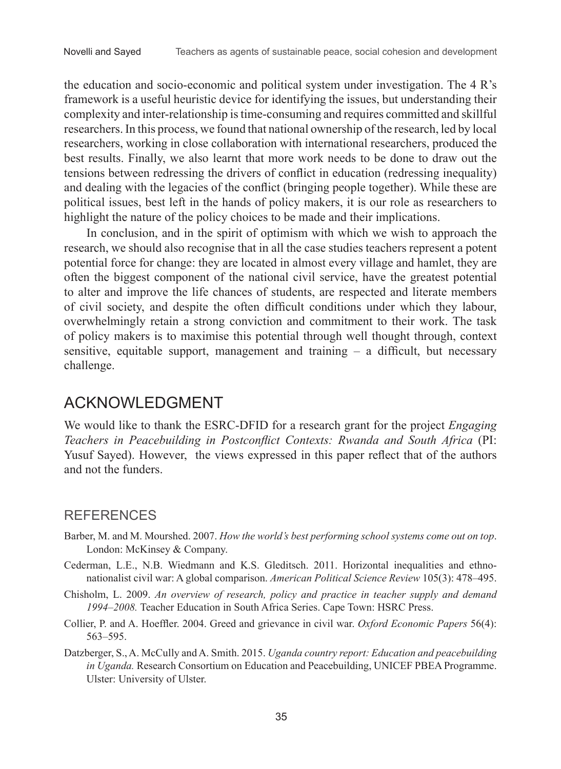the education and socio-economic and political system under investigation. The 4 R's framework is a useful heuristic device for identifying the issues, but understanding their complexity and inter-relationship is time-consuming and requires committed and skillful researchers. In this process, we found that national ownership of the research, led by local researchers, working in close collaboration with international researchers, produced the best results. Finally, we also learnt that more work needs to be done to draw out the tensions between redressing the drivers of conflict in education (redressing inequality) and dealing with the legacies of the conflict (bringing people together). While these are political issues, best left in the hands of policy makers, it is our role as researchers to highlight the nature of the policy choices to be made and their implications.

In conclusion, and in the spirit of optimism with which we wish to approach the research, we should also recognise that in all the case studies teachers represent a potent potential force for change: they are located in almost every village and hamlet, they are often the biggest component of the national civil service, have the greatest potential to alter and improve the life chances of students, are respected and literate members of civil society, and despite the often difficult conditions under which they labour, overwhelmingly retain a strong conviction and commitment to their work. The task of policy makers is to maximise this potential through well thought through, context sensitive, equitable support, management and training – a difficult, but necessary challenge.

## ACKNOWLEDGMENT

We would like to thank the ESRC-DFID for a research grant for the project *Engaging Teachers in Peacebuilding in Postconflict Contexts: Rwanda and South Africa* (PI: Yusuf Sayed). However, the views expressed in this paper reflect that of the authors and not the funders.

## REFERENCES

Barber, M. and M. Mourshed. 2007. *How the world's best performing school systems come out on top*. London: McKinsey & Company.

Cederman, L.E., N.B. Wiedmann and K.S. Gleditsch. 2011. Horizontal inequalities and ethno-nationalist civil war: A global comparison. *American Political Science Review* 105(3): 478–495.

Chisholm, L. 2009. *An overview of research, policy and practice in teacher supply and demand 1994–2008.* Teacher Education in South Africa Series. Cape Town: HSRC Press.

Collier, P. and A. Hoeffler. 2004. Greed and grievance in civil war. *Oxford Economic Papers* 56(4): 563–595.

Datzberger, S., A. McCully and A. Smith. 2015. *Uganda country report: Education and peacebuilding in Uganda.* Research Consortium on Education and Peacebuilding, UNICEF PBEA Programme. Ulster: University of Ulster.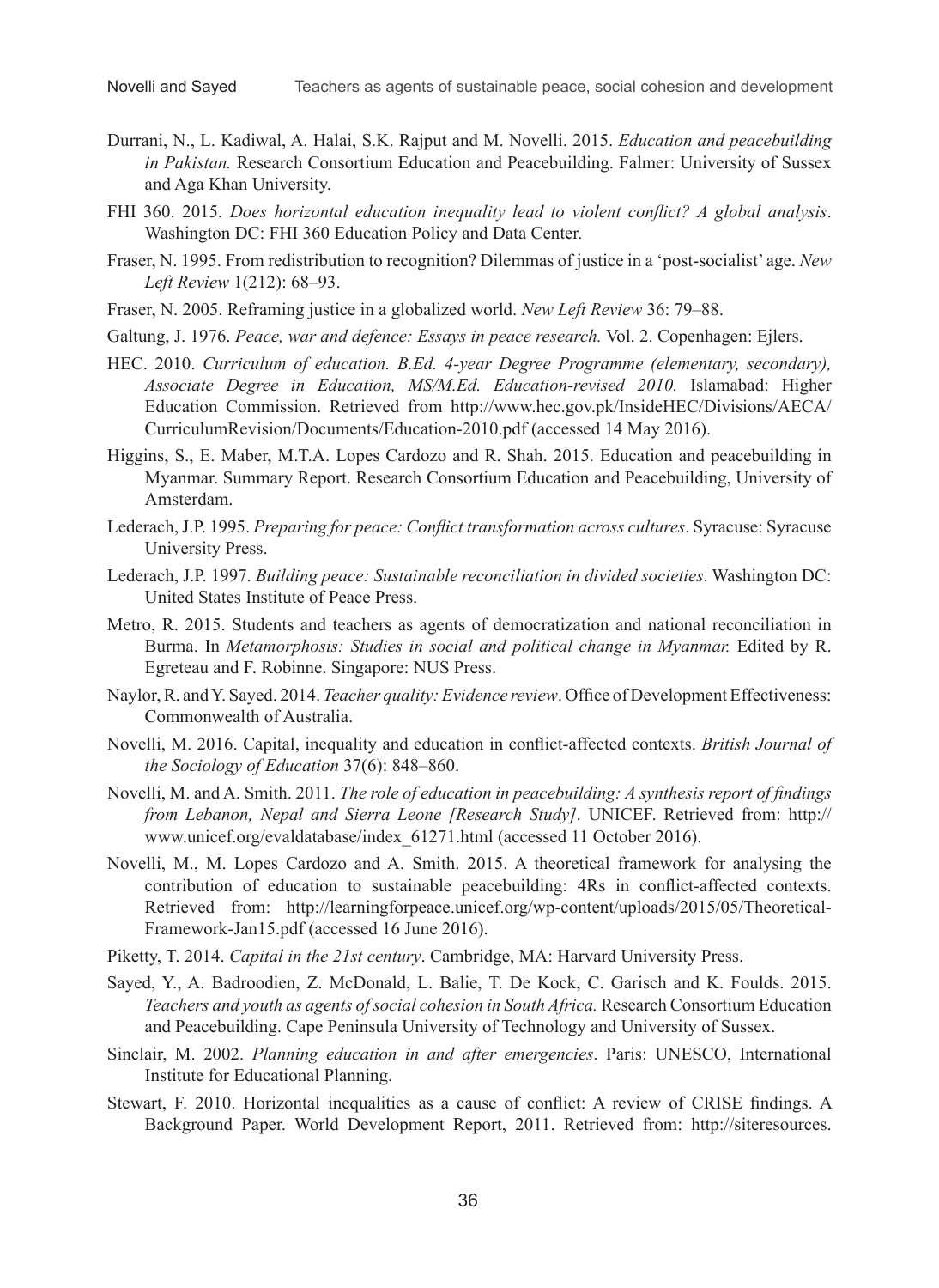Durrani, N., L. Kadiwal, A. Halai, S.K. Rajput and M. Novelli. 2015. *Education and peacebuilding in Pakistan.* Research Consortium Education and Peacebuilding. Falmer: University of Sussex and Aga Khan University.

FHI 360. 2015. *Does horizontal education inequality lead to violent conflict? A global analysis*. Washington DC: FHI 360 Education Policy and Data Center.

Fraser, N. 1995. From redistribution to recognition? Dilemmas of justice in a 'post-socialist' age. *New Left Review* 1(212): 68–93.

Fraser, N. 2005. Reframing justice in a globalized world. *New Left Review* 36: 79–88.

Galtung, J. 1976. *Peace, war and defence: Essays in peace research.* Vol. 2. Copenhagen: Ejlers.

HEC. 2010. *Curriculum of education. B.Ed. 4-year Degree Programme (elementary, secondary), Associate Degree in Education, MS/M.Ed. Education-revised 2010.* Islamabad: Higher Education Commission. Retrieved from http://www.hec.gov.pk/InsideHEC/Divisions/AECA/CurriculumRevision/Documents/Education-2010.pdf (accessed 14 May 2016).

Higgins, S., E. Maber, M.T.A. Lopes Cardozo and R. Shah. 2015. Education and peacebuilding in Myanmar. Summary Report. Research Consortium Education and Peacebuilding, University of Amsterdam.

Lederach, J.P. 1995. *Preparing for peace: Conflict transformation across cultures*. Syracuse: Syracuse University Press.

Lederach, J.P. 1997. *Building peace: Sustainable reconciliation in divided societies*. Washington DC: United States Institute of Peace Press.

Metro, R. 2015. Students and teachers as agents of democratization and national reconciliation in Burma. In *Metamorphosis: Studies in social and political change in Myanmar.* Edited by R. Egreteau and F. Robinne. Singapore: NUS Press.

Naylor, R. and Y. Sayed. 2014. *Teacher quality: Evidence review*. Office of Development Effectiveness: Commonwealth of Australia.

Novelli, M. 2016. Capital, inequality and education in conflict-affected contexts. *British Journal of the Sociology of Education* 37(6): 848–860.

Novelli, M. and A. Smith. 2011. *The role of education in peacebuilding: A synthesis report of findings from Lebanon, Nepal and Sierra Leone [Research Study]*. UNICEF. Retrieved from: http://www.unicef.org/evaldatabase/index_61271.html (accessed 11 October 2016).

Novelli, M., M. Lopes Cardozo and A. Smith. 2015. A theoretical framework for analysing the contribution of education to sustainable peacebuilding: 4Rs in conflict-affected contexts. Retrieved from: http://learningforpeace.unicef.org/wp-content/uploads/2015/05/Theoretical-Framework-Jan15.pdf (accessed 16 June 2016).

Piketty, T. 2014. *Capital in the 21st century*. Cambridge, MA: Harvard University Press.

Sayed, Y., A. Badroodien, Z. McDonald, L. Balie, T. De Kock, C. Garisch and K. Foulds. 2015. *Teachers and youth as agents of social cohesion in South Africa.* Research Consortium Education and Peacebuilding. Cape Peninsula University of Technology and University of Sussex.

Sinclair, M. 2002. *Planning education in and after emergencies*. Paris: UNESCO, International Institute for Educational Planning.

Stewart, F. 2010. Horizontal inequalities as a cause of conflict: A review of CRISE findings. A Background Paper. World Development Report, 2011. Retrieved from: http://siteresources.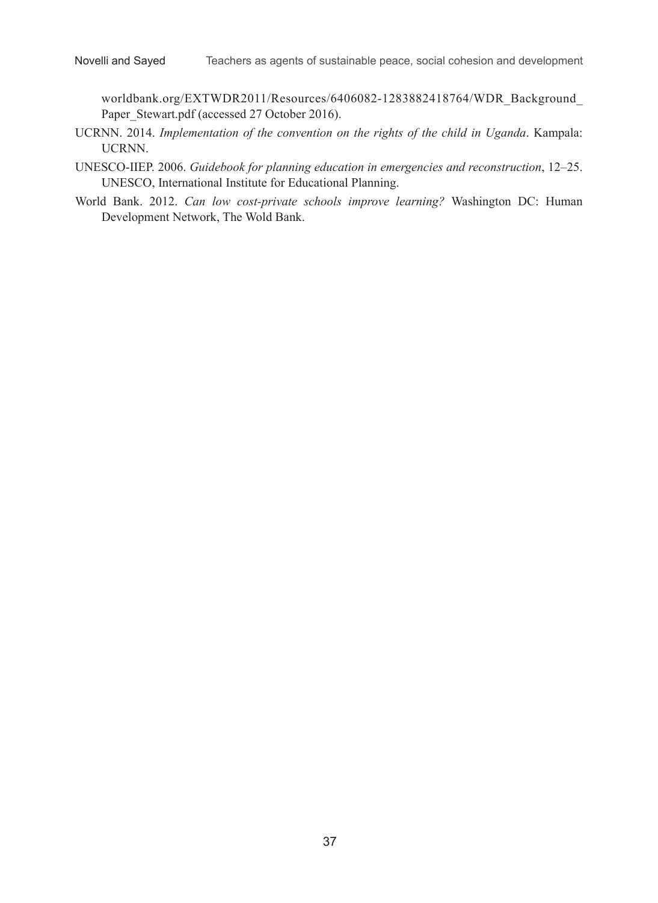worldbank.org/EXTWDR2011/Resources/6406082-1283882418764/WDR_Background_Paper_Stewart.pdf (accessed 27 October 2016).

UCRNN. 2014. *Implementation of the convention on the rights of the child in Uganda*. Kampala: UCRNN.

UNESCO-IIEP. 2006. *Guidebook for planning education in emergencies and reconstruction*, 12–25. UNESCO, International Institute for Educational Planning.

World Bank. 2012. *Can low cost-private schools improve learning?* Washington DC: Human Development Network, The Wold Bank.